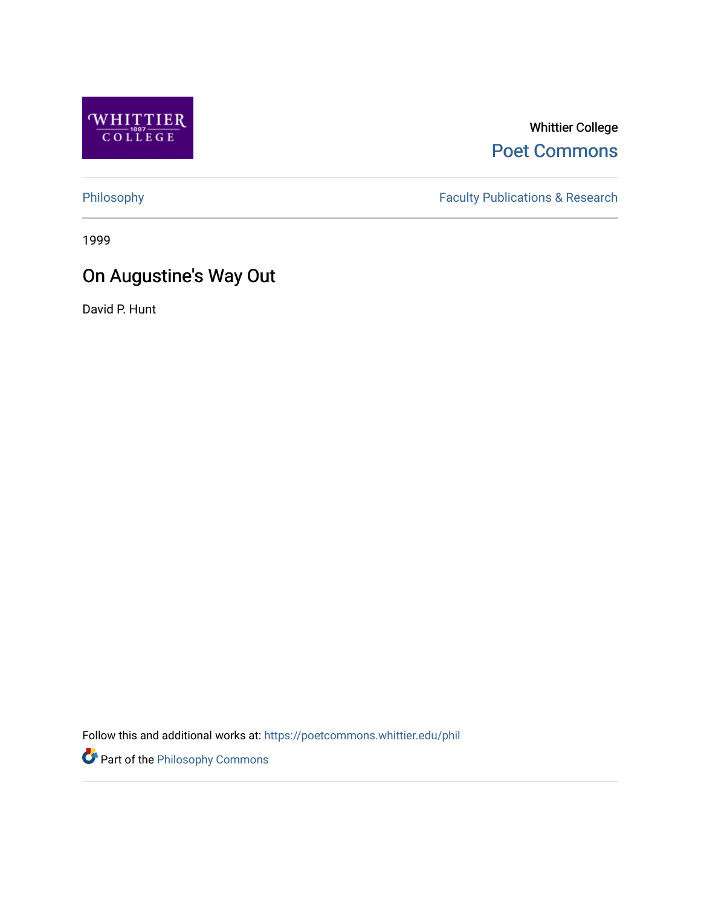Whittier College

Poet Commons

Philosophy

Faculty Publications & Research

1999

# On Augustine's Way Out

David P. Hunt

Follow this and additional works at: https://poetcommons.whittier.edu/phil

Part of the Philosophy Commons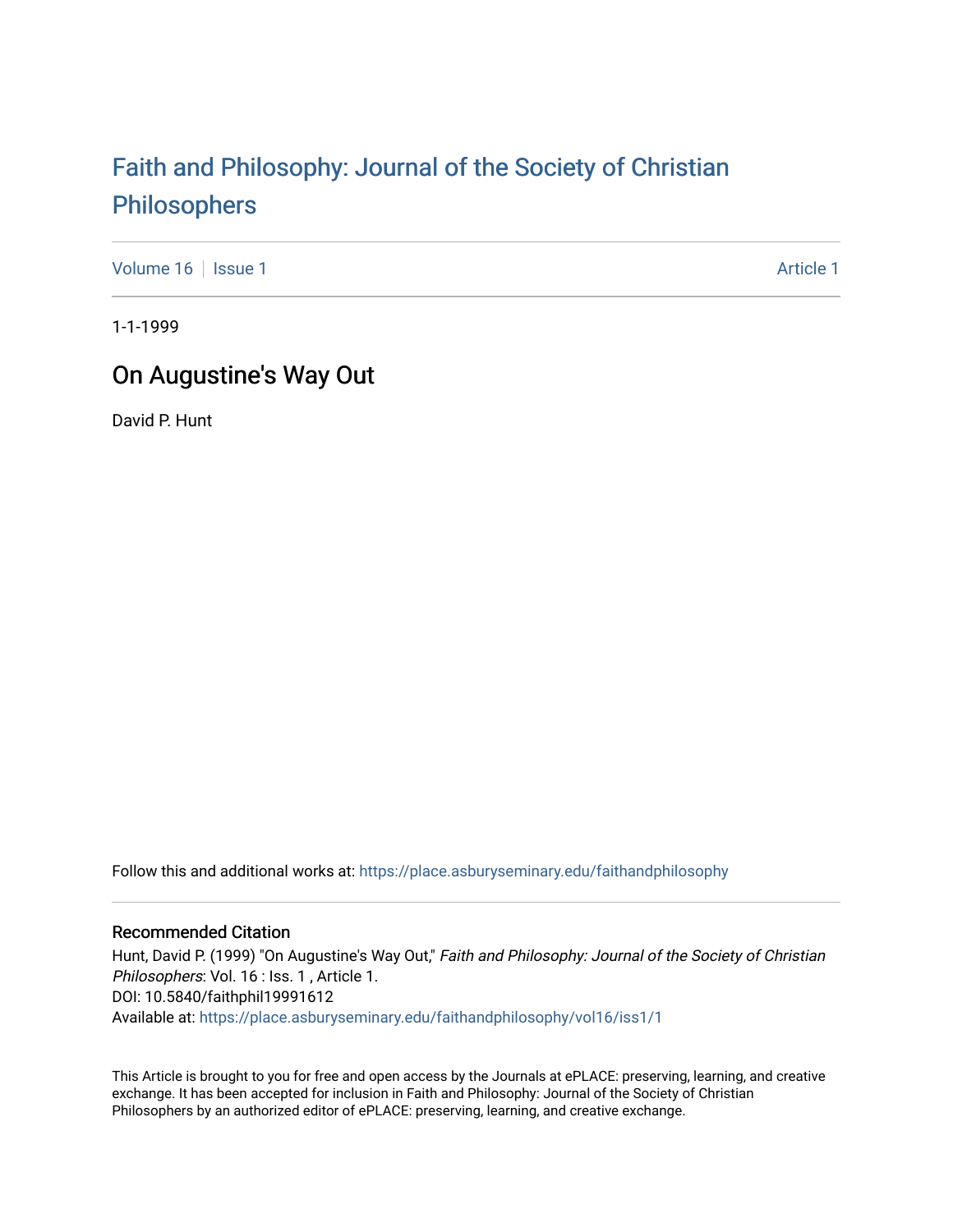# Faith and Philosophy: Journal of the Society of Christian Philosophers

Volume 16 | Issue 1 | Article 1

1-1-1999

## On Augustine's Way Out

David P. Hunt

Follow this and additional works at: https://place.asburyseminary.edu/faithandphilosophy

### Recommended Citation

Hunt, David P. (1999) "On Augustine's Way Out," *Faith and Philosophy: Journal of the Society of Christian Philosophers*: Vol. 16 : Iss. 1 , Article 1.
DOI: 10.5840/faithphil19991612
Available at: https://place.asburyseminary.edu/faithandphilosophy/vol16/iss1/1

This Article is brought to you for free and open access by the Journals at ePLACE: preserving, learning, and creative exchange. It has been accepted for inclusion in Faith and Philosophy: Journal of the Society of Christian Philosophers by an authorized editor of ePLACE: preserving, learning, and creative exchange.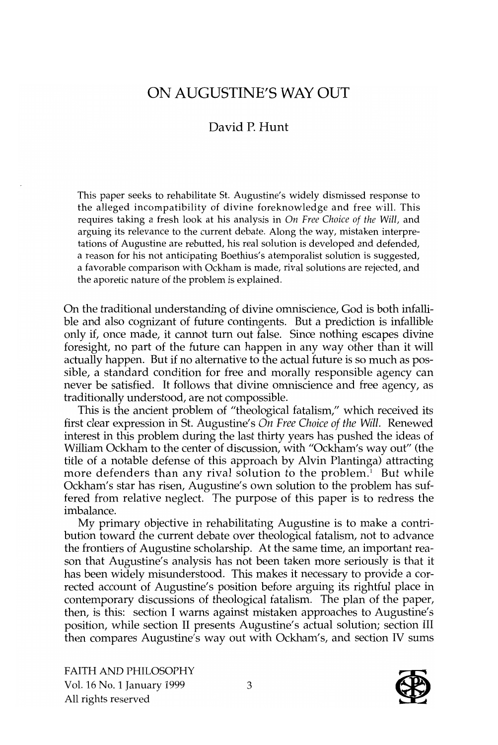# ON AUGUSTINE'S WAY OUT

David P. Hunt

This paper seeks to rehabilitate St. Augustine's widely dismissed response to the alleged incompatibility of divine foreknowledge and free will. This requires taking a fresh look at his analysis in *On Free Choice of the Will*, and arguing its relevance to the current debate. Along the way, mistaken interpretations of Augustine are rebutted, his real solution is developed and defended, a reason for his not anticipating Boethius's atemporalist solution is suggested, a favorable comparison with Ockham is made, rival solutions are rejected, and the aporetic nature of the problem is explained.

On the traditional understanding of divine omniscience, God is both infallible and also cognizant of future contingents. But a prediction is infallible only if, once made, it cannot turn out false. Since nothing escapes divine foresight, no part of the future can happen in any way other than it will actually happen. But if no alternative to the actual future is so much as possible, a standard condition for free and morally responsible agency can never be satisfied. It follows that divine omniscience and free agency, as traditionally understood, are not compossible.

This is the ancient problem of "theological fatalism," which received its first clear expression in St. Augustine's *On Free Choice of the Will*. Renewed interest in this problem during the last thirty years has pushed the ideas of William Ockham to the center of discussion, with "Ockham's way out" (the title of a notable defense of this approach by Alvin Plantinga) attracting more defenders than any rival solution to the problem.[1] But while Ockham's star has risen, Augustine's own solution to the problem has suffered from relative neglect. The purpose of this paper is to redress the imbalance.

My primary objective in rehabilitating Augustine is to make a contribution toward the current debate over theological fatalism, not to advance the frontiers of Augustine scholarship. At the same time, an important reason that Augustine's analysis has not been taken more seriously is that it has been widely misunderstood. This makes it necessary to provide a corrected account of Augustine's position before arguing its rightful place in contemporary discussions of theological fatalism. The plan of the paper, then, is this: section I warns against mistaken approaches to Augustine's position, while section II presents Augustine's actual solution; section III then compares Augustine's way out with Ockham's, and section IV sums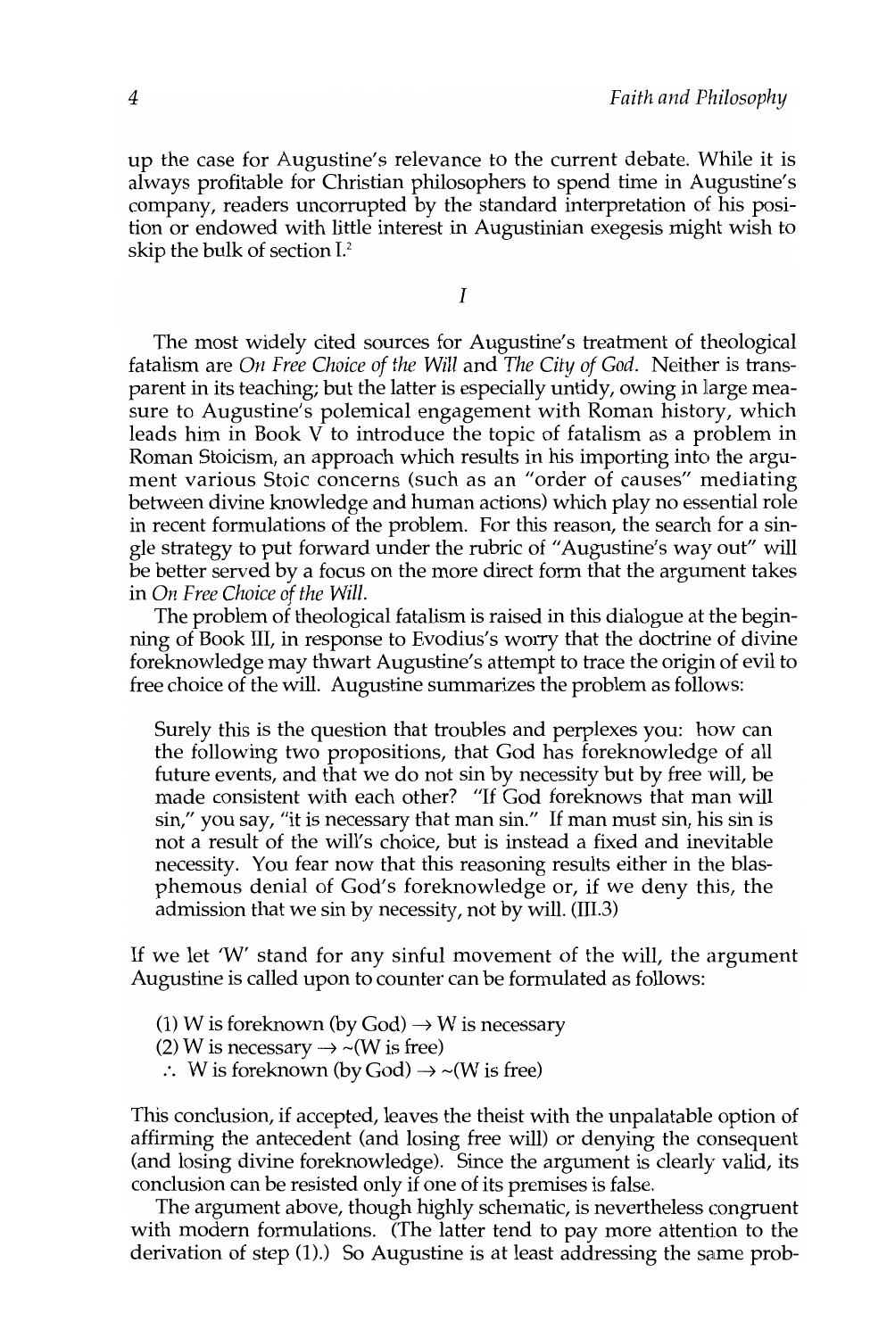up the case for Augustine's relevance to the current debate. While it is always profitable for Christian philosophers to spend time in Augustine's company, readers uncorrupted by the standard interpretation of his position or endowed with little interest in Augustinian exegesis might wish to skip the bulk of section I.[2]

## I

The most widely cited sources for Augustine's treatment of theological fatalism are *On Free Choice of the Will* and *The City of God*. Neither is transparent in its teaching; but the latter is especially untidy, owing in large measure to Augustine's polemical engagement with Roman history, which leads him in Book V to introduce the topic of fatalism as a problem in Roman Stoicism, an approach which results in his importing into the argument various Stoic concerns (such as an "order of causes" mediating between divine knowledge and human actions) which play no essential role in recent formulations of the problem. For this reason, the search for a single strategy to put forward under the rubric of "Augustine's way out" will be better served by a focus on the more direct form that the argument takes in *On Free Choice of the Will*.

The problem of theological fatalism is raised in this dialogue at the beginning of Book III, in response to Evodius's worry that the doctrine of divine foreknowledge may thwart Augustine's attempt to trace the origin of evil to free choice of the will. Augustine summarizes the problem as follows:

> Surely this is the question that troubles and perplexes you: how can the following two propositions, that God has foreknowledge of all future events, and that we do not sin by necessity but by free will, be made consistent with each other? "If God foreknows that man will sin," you say, "it is necessary that man sin." If man must sin, his sin is not a result of the will's choice, but is instead a fixed and inevitable necessity. You fear now that this reasoning results either in the blasphemous denial of God's foreknowledge or, if we deny this, the admission that we sin by necessity, not by will. (III.3)

If we let 'W' stand for any sinful movement of the will, the argument Augustine is called upon to counter can be formulated as follows:

(1) W is foreknown (by God) $\rightarrow$ W is necessary
(2) W is necessary $\rightarrow$ ~(W is free)
$\therefore$ W is foreknown (by God) $\rightarrow$ ~(W is free)

This conclusion, if accepted, leaves the theist with the unpalatable option of affirming the antecedent (and losing free will) or denying the consequent (and losing divine foreknowledge). Since the argument is clearly valid, its conclusion can be resisted only if one of its premises is false.

The argument above, though highly schematic, is nevertheless congruent with modern formulations. (The latter tend to pay more attention to the derivation of step (1).) So Augustine is at least addressing the same prob-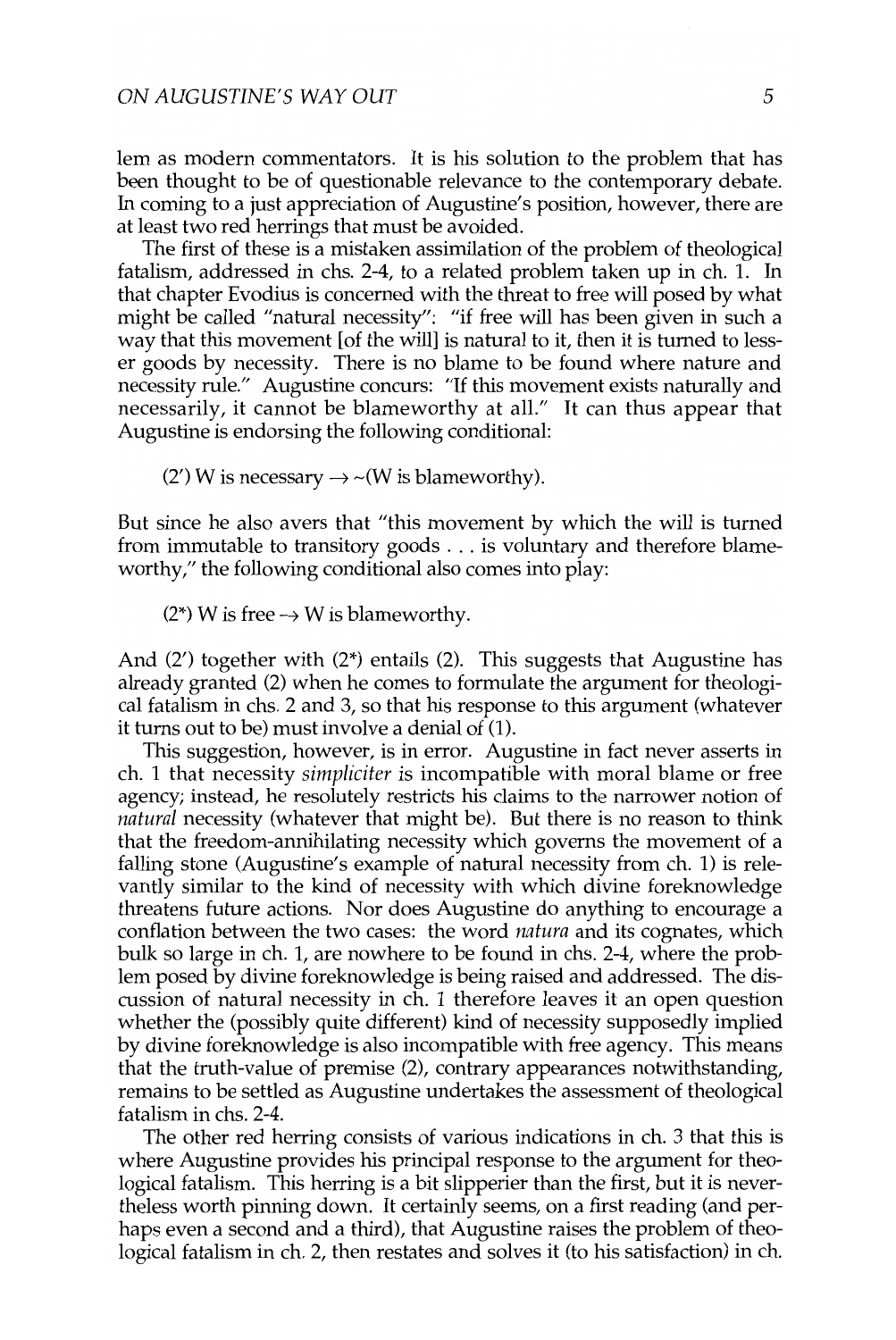lem as modern commentators. It is his solution to the problem that has been thought to be of questionable relevance to the contemporary debate. In coming to a just appreciation of Augustine's position, however, there are at least two red herrings that must be avoided.

The first of these is a mistaken assimilation of the problem of theological fatalism, addressed in chs. 2-4, to a related problem taken up in ch. 1. In that chapter Evodius is concerned with the threat to free will posed by what might be called "natural necessity": "if free will has been given in such a way that this movement [of the will] is natural to it, then it is turned to lesser goods by necessity. There is no blame to be found where nature and necessity rule." Augustine concurs: "If this movement exists naturally and necessarily, it cannot be blameworthy at all." It can thus appear that Augustine is endorsing the following conditional:

(2′) W is necessary $\rightarrow$ ~(W is blameworthy).

But since he also avers that "this movement by which the will is turned from immutable to transitory goods . . . is voluntary and therefore blameworthy," the following conditional also comes into play:

(2*) W is free $\rightarrow$ W is blameworthy.

And (2′) together with (2*) entails (2). This suggests that Augustine has already granted (2) when he comes to formulate the argument for theological fatalism in chs. 2 and 3, so that his response to this argument (whatever it turns out to be) must involve a denial of (1).

This suggestion, however, is in error. Augustine in fact never asserts in ch. 1 that necessity *simpliciter* is incompatible with moral blame or free agency; instead, he resolutely restricts his claims to the narrower notion of *natural* necessity (whatever that might be). But there is no reason to think that the freedom-annihilating necessity which governs the movement of a falling stone (Augustine's example of natural necessity from ch. 1) is relevantly similar to the kind of necessity with which divine foreknowledge threatens future actions. Nor does Augustine do anything to encourage a conflation between the two cases: the word *natura* and its cognates, which bulk so large in ch. 1, are nowhere to be found in chs. 2-4, where the problem posed by divine foreknowledge is being raised and addressed. The discussion of natural necessity in ch. 1 therefore leaves it an open question whether the (possibly quite different) kind of necessity supposedly implied by divine foreknowledge is also incompatible with free agency. This means that the truth-value of premise (2), contrary appearances notwithstanding, remains to be settled as Augustine undertakes the assessment of theological fatalism in chs. 2-4.

The other red herring consists of various indications in ch. 3 that this is where Augustine provides his principal response to the argument for theological fatalism. This herring is a bit slipperier than the first, but it is nevertheless worth pinning down. It certainly seems, on a first reading (and perhaps even a second and a third), that Augustine raises the problem of theological fatalism in ch. 2, then restates and solves it (to his satisfaction) in ch.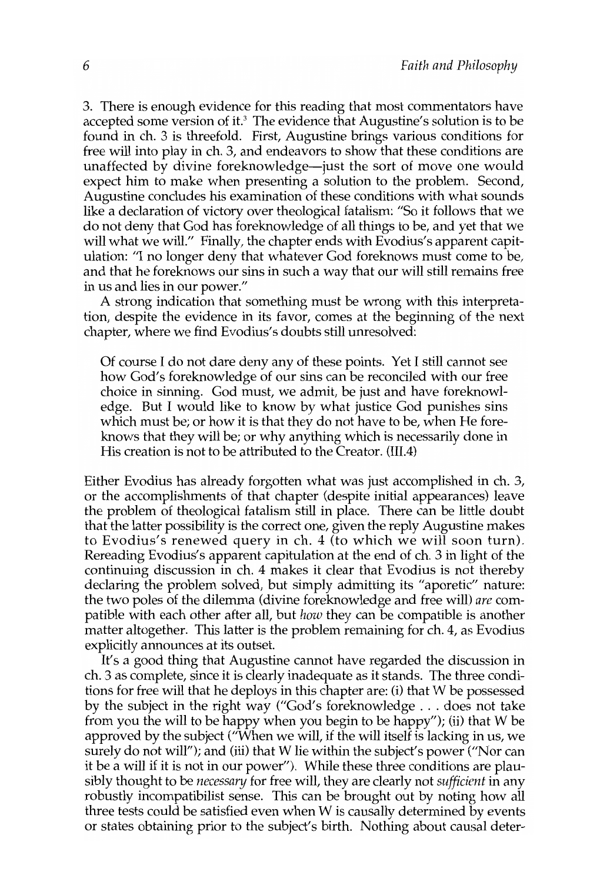3. There is enough evidence for this reading that most commentators have accepted some version of it.[3] The evidence that Augustine's solution is to be found in ch. 3 is threefold. First, Augustine brings various conditions for free will into play in ch. 3, and endeavors to show that these conditions are unaffected by divine foreknowledge—just the sort of move one would expect him to make when presenting a solution to the problem. Second, Augustine concludes his examination of these conditions with what sounds like a declaration of victory over theological fatalism: "So it follows that we do not deny that God has foreknowledge of all things to be, and yet that we will what we will." Finally, the chapter ends with Evodius's apparent capitulation: "I no longer deny that whatever God foreknows must come to be, and that he foreknows our sins in such a way that our will still remains free in us and lies in our power."

A strong indication that something must be wrong with this interpretation, despite the evidence in its favor, comes at the beginning of the next chapter, where we find Evodius's doubts still unresolved:

> Of course I do not dare deny any of these points. Yet I still cannot see how God's foreknowledge of our sins can be reconciled with our free choice in sinning. God must, we admit, be just and have foreknowledge. But I would like to know by what justice God punishes sins which must be; or how it is that they do not have to be, when He foreknows that they will be; or why anything which is necessarily done in His creation is not to be attributed to the Creator. (III.4)

Either Evodius has already forgotten what was just accomplished in ch. 3, or the accomplishments of that chapter (despite initial appearances) leave the problem of theological fatalism still in place. There can be little doubt that the latter possibility is the correct one, given the reply Augustine makes to Evodius's renewed query in ch. 4 (to which we will soon turn). Rereading Evodius's apparent capitulation at the end of ch. 3 in light of the continuing discussion in ch. 4 makes it clear that Evodius is not thereby declaring the problem solved, but simply admitting its "aporetic" nature: the two poles of the dilemma (divine foreknowledge and free will) *are* compatible with each other after all, but *how* they can be compatible is another matter altogether. This latter is the problem remaining for ch. 4, as Evodius explicitly announces at its outset.

It's a good thing that Augustine cannot have regarded the discussion in ch. 3 as complete, since it is clearly inadequate as it stands. The three conditions for free will that he deploys in this chapter are: (i) that W be possessed by the subject in the right way ("God's foreknowledge . . . does not take from you the will to be happy when you begin to be happy"); (ii) that W be approved by the subject ("When we will, if the will itself is lacking in us, we surely do not will"); and (iii) that W lie within the subject's power ("Nor can it be a will if it is not in our power"). While these three conditions are plausibly thought to be *necessary* for free will, they are clearly not *sufficient* in any robustly incompatibilist sense. This can be brought out by noting how all three tests could be satisfied even when W is causally determined by events or states obtaining prior to the subject's birth. Nothing about causal deter-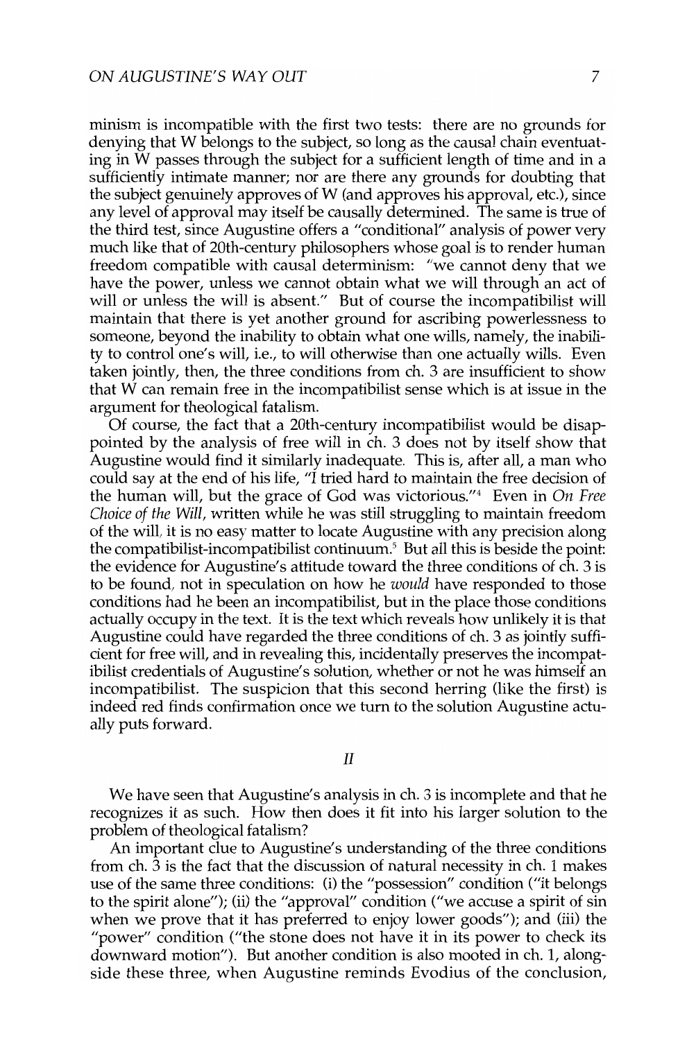minism is incompatible with the first two tests: there are no grounds for denying that W belongs to the subject, so long as the causal chain eventuating in W passes through the subject for a sufficient length of time and in a sufficiently intimate manner; nor are there any grounds for doubting that the subject genuinely approves of W (and approves his approval, etc.), since any level of approval may itself be causally determined. The same is true of the third test, since Augustine offers a "conditional" analysis of power very much like that of 20th-century philosophers whose goal is to render human freedom compatible with causal determinism: "we cannot deny that we have the power, unless we cannot obtain what we will through an act of will or unless the will is absent." But of course the incompatibilist will maintain that there is yet another ground for ascribing powerlessness to someone, beyond the inability to obtain what one wills, namely, the inability to control one's will, i.e., to will otherwise than one actually wills. Even taken jointly, then, the three conditions from ch. 3 are insufficient to show that W can remain free in the incompatibilist sense which is at issue in the argument for theological fatalism.

Of course, the fact that a 20th-century incompatibilist would be disappointed by the analysis of free will in ch. 3 does not by itself show that Augustine would find it similarly inadequate. This is, after all, a man who could say at the end of his life, "I tried hard to maintain the free decision of the human will, but the grace of God was victorious."[4] Even in *On Free Choice of the Will*, written while he was still struggling to maintain freedom of the will, it is no easy matter to locate Augustine with any precision along the compatibilist-incompatibilist continuum.[5] But all this is beside the point: the evidence for Augustine's attitude toward the three conditions of ch. 3 is to be found, not in speculation on how he *would* have responded to those conditions had he been an incompatibilist, but in the place those conditions actually occupy in the text. It is the text which reveals how unlikely it is that Augustine could have regarded the three conditions of ch. 3 as jointly sufficient for free will, and in revealing this, incidentally preserves the incompatibilist credentials of Augustine's solution, whether or not he was himself an incompatibilist. The suspicion that this second herring (like the first) is indeed red finds confirmation once we turn to the solution Augustine actually puts forward.

## *II*

We have seen that Augustine's analysis in ch. 3 is incomplete and that he recognizes it as such. How then does it fit into his larger solution to the problem of theological fatalism?

An important clue to Augustine's understanding of the three conditions from ch. 3 is the fact that the discussion of natural necessity in ch. 1 makes use of the same three conditions: (i) the "possession" condition ("it belongs to the spirit alone"); (ii) the "approval" condition ("we accuse a spirit of sin when we prove that it has preferred to enjoy lower goods"); and (iii) the "power" condition ("the stone does not have it in its power to check its downward motion"). But another condition is also mooted in ch. 1, alongside these three, when Augustine reminds Evodius of the conclusion,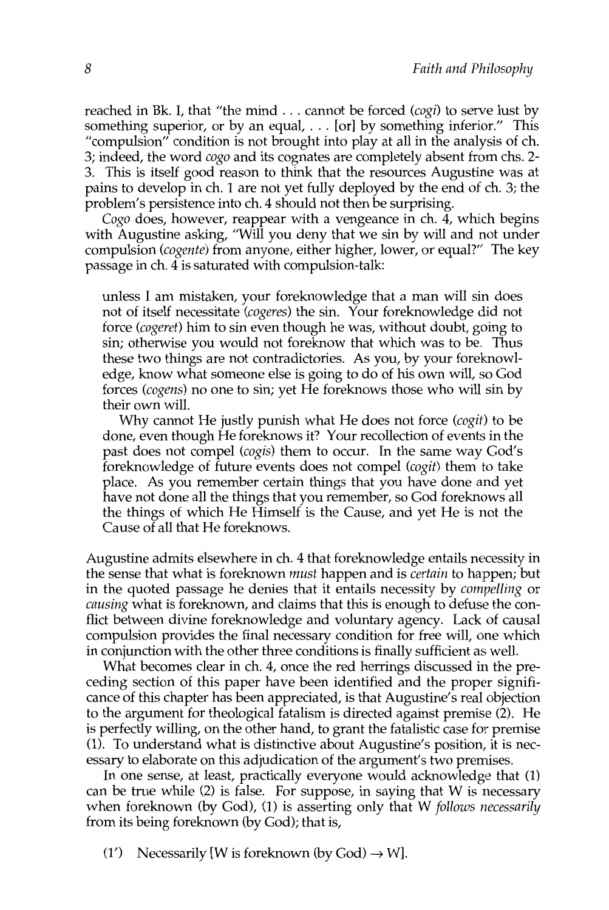reached in Bk. I, that "the mind . . . cannot be forced (*cogi*) to serve lust by something superior, or by an equal, . . . [or] by something inferior." This "compulsion" condition is not brought into play at all in the analysis of ch. 3; indeed, the word *cogo* and its cognates are completely absent from chs. 2-3. This is itself good reason to think that the resources Augustine was at pains to develop in ch. 1 are not yet fully deployed by the end of ch. 3; the problem's persistence into ch. 4 should not then be surprising.

*Cogo* does, however, reappear with a vengeance in ch. 4, which begins with Augustine asking, "Will you deny that we sin by will and not under compulsion (*cogente*) from anyone, either higher, lower, or equal?" The key passage in ch. 4 is saturated with compulsion-talk:

> unless I am mistaken, your foreknowledge that a man will sin does not of itself necessitate (*cogeres*) the sin. Your foreknowledge did not force (*cogeret*) him to sin even though he was, without doubt, going to sin; otherwise you would not foreknow that which was to be. Thus these two things are not contradictories. As you, by your foreknowledge, know what someone else is going to do of his own will, so God forces (*cogens*) no one to sin; yet He foreknows those who will sin by their own will.
>
> Why cannot He justly punish what He does not force (*cogit*) to be done, even though He foreknows it? Your recollection of events in the past does not compel (*cogis*) them to occur. In the same way God's foreknowledge of future events does not compel (*cogit*) them to take place. As you remember certain things that you have done and yet have not done all the things that you remember, so God foreknows all the things of which He Himself is the Cause, and yet He is not the Cause of all that He foreknows.

Augustine admits elsewhere in ch. 4 that foreknowledge entails necessity in the sense that what is foreknown *must* happen and is *certain* to happen; but in the quoted passage he denies that it entails necessity by *compelling* or *causing* what is foreknown, and claims that this is enough to defuse the conflict between divine foreknowledge and voluntary agency. Lack of causal compulsion provides the final necessary condition for free will, one which in conjunction with the other three conditions is finally sufficient as well.

What becomes clear in ch. 4, once the red herrings discussed in the preceding section of this paper have been identified and the proper significance of this chapter has been appreciated, is that Augustine's real objection to the argument for theological fatalism is directed against premise (2). He is perfectly willing, on the other hand, to grant the fatalistic case for premise (1). To understand what is distinctive about Augustine's position, it is necessary to elaborate on this adjudication of the argument's two premises.

In one sense, at least, practically everyone would acknowledge that (1) can be true while (2) is false. For suppose, in saying that W is necessary when foreknown (by God), (1) is asserting only that W *follows necessarily* from its being foreknown (by God); that is,

(1′) Necessarily [W is foreknown (by God) → W].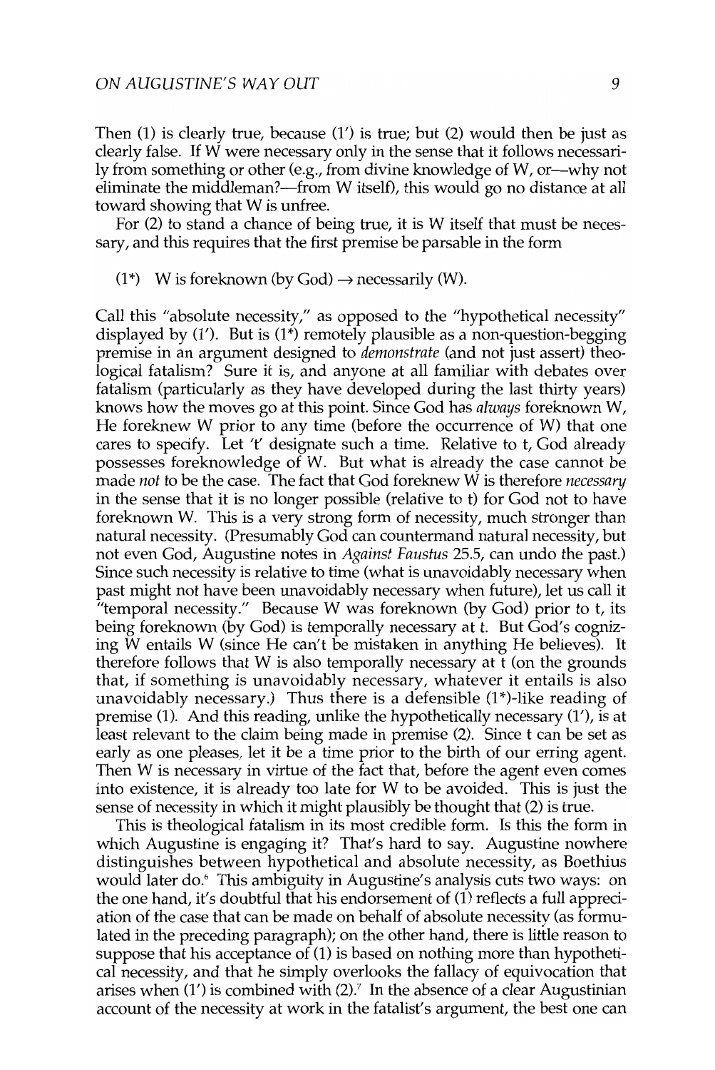Then (1) is clearly true, because (1′) is true; but (2) would then be just as clearly false. If W were necessary only in the sense that it follows necessarily from something or other (e.g., from divine knowledge of W, or—why not eliminate the middleman?—from W itself), this would go no distance at all toward showing that W is unfree.

For (2) to stand a chance of being true, it is W itself that must be necessary, and this requires that the first premise be parsable in the form

(1*) W is foreknown (by God) → necessarily (W).

Call this "absolute necessity," as opposed to the "hypothetical necessity" displayed by (1′). But is (1*) remotely plausible as a non-question-begging premise in an argument designed to *demonstrate* (and not just assert) theological fatalism? Sure it is, and anyone at all familiar with debates over fatalism (particularly as they have developed during the last thirty years) knows how the moves go at this point. Since God has *always* foreknown W, He foreknew W prior to any time (before the occurrence of W) that one cares to specify. Let 't' designate such a time. Relative to t, God already possesses foreknowledge of W. But what is already the case cannot be made *not* to be the case. The fact that God foreknew W is therefore *necessary* in the sense that it is no longer possible (relative to t) for God not to have foreknown W. This is a very strong form of necessity, much stronger than natural necessity. (Presumably God can countermand natural necessity, but not even God, Augustine notes in *Against Faustus* 25.5, can undo the past.) Since such necessity is relative to time (what is unavoidably necessary when past might not have been unavoidably necessary when future), let us call it "temporal necessity." Because W was foreknown (by God) prior to t, its being foreknown (by God) is temporally necessary at t. But God's cognizing W entails W (since He can't be mistaken in anything He believes). It therefore follows that W is also temporally necessary at t (on the grounds that, if something is unavoidably necessary, whatever it entails is also unavoidably necessary.) Thus there is a defensible (1*)-like reading of premise (1). And this reading, unlike the hypothetically necessary (1′), is at least relevant to the claim being made in premise (2). Since t can be set as early as one pleases, let it be a time prior to the birth of our erring agent. Then W is necessary in virtue of the fact that, before the agent even comes into existence, it is already too late for W to be avoided. This is just the sense of necessity in which it might plausibly be thought that (2) is true.

This is theological fatalism in its most credible form. Is this the form in which Augustine is engaging it? That's hard to say. Augustine nowhere distinguishes between hypothetical and absolute necessity, as Boethius would later do.[6] This ambiguity in Augustine's analysis cuts two ways: on the one hand, it's doubtful that his endorsement of (1) reflects a full appreciation of the case that can be made on behalf of absolute necessity (as formulated in the preceding paragraph); on the other hand, there is little reason to suppose that his acceptance of (1) is based on nothing more than hypothetical necessity, and that he simply overlooks the fallacy of equivocation that arises when (1′) is combined with (2).[7] In the absence of a clear Augustinian account of the necessity at work in the fatalist's argument, the best one can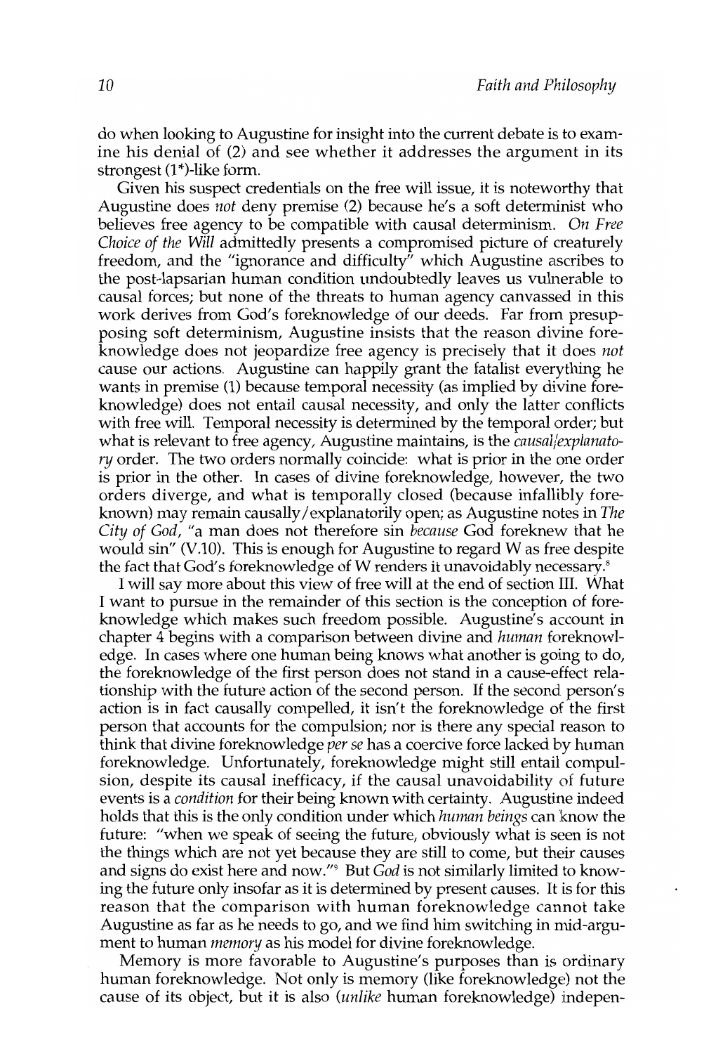do when looking to Augustine for insight into the current debate is to examine his denial of (2) and see whether it addresses the argument in its strongest (1*)-like form.

Given his suspect credentials on the free will issue, it is noteworthy that Augustine does *not* deny premise (2) because he's a soft determinist who believes free agency to be compatible with causal determinism. *On Free Choice of the Will* admittedly presents a compromised picture of creaturely freedom, and the "ignorance and difficulty" which Augustine ascribes to the post-lapsarian human condition undoubtedly leaves us vulnerable to causal forces; but none of the threats to human agency canvassed in this work derives from God's foreknowledge of our deeds. Far from presupposing soft determinism, Augustine insists that the reason divine foreknowledge does not jeopardize free agency is precisely that it does *not* cause our actions. Augustine can happily grant the fatalist everything he wants in premise (1) because temporal necessity (as implied by divine foreknowledge) does not entail causal necessity, and only the latter conflicts with free will. Temporal necessity is determined by the temporal order; but what is relevant to free agency, Augustine maintains, is the *causal/explanatory* order. The two orders normally coincide: what is prior in the one order is prior in the other. In cases of divine foreknowledge, however, the two orders diverge, and what is temporally closed (because infallibly foreknown) may remain causally/explanatorily open; as Augustine notes in *The City of God*, "a man does not therefore sin *because* God foreknew that he would sin" (V.10). This is enough for Augustine to regard W as free despite the fact that God's foreknowledge of W renders it unavoidably necessary.[8]

I will say more about this view of free will at the end of section III. What I want to pursue in the remainder of this section is the conception of foreknowledge which makes such freedom possible. Augustine's account in chapter 4 begins with a comparison between divine and *human* foreknowledge. In cases where one human being knows what another is going to do, the foreknowledge of the first person does not stand in a cause-effect relationship with the future action of the second person. If the second person's action is in fact causally compelled, it isn't the foreknowledge of the first person that accounts for the compulsion; nor is there any special reason to think that divine foreknowledge *per se* has a coercive force lacked by human foreknowledge. Unfortunately, foreknowledge might still entail compulsion, despite its causal inefficacy, if the causal unavoidability of future events is a *condition* for their being known with certainty. Augustine indeed holds that this is the only condition under which *human beings* can know the future: "when we speak of seeing the future, obviously what is seen is not the things which are not yet because they are still to come, but their causes and signs do exist here and now."[9] But *God* is not similarly limited to knowing the future only insofar as it is determined by present causes. It is for this reason that the comparison with human foreknowledge cannot take Augustine as far as he needs to go, and we find him switching in mid-argument to human *memory* as his model for divine foreknowledge.

Memory is more favorable to Augustine's purposes than is ordinary human foreknowledge. Not only is memory (like foreknowledge) not the cause of its object, but it is also (*unlike* human foreknowledge) indepen-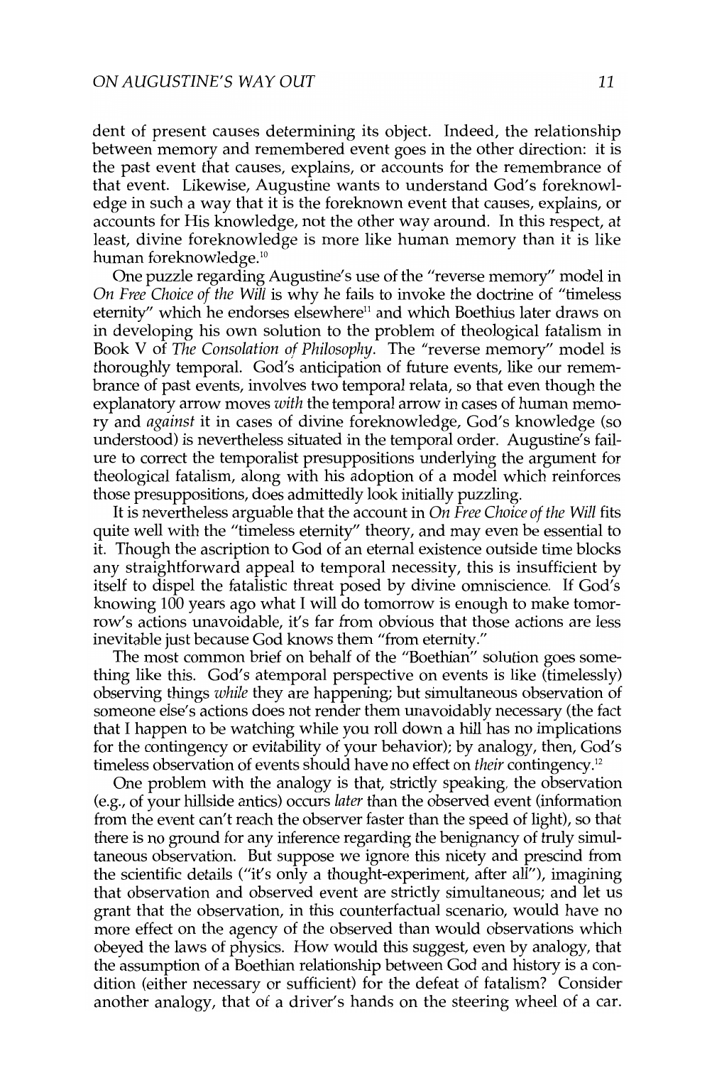dent of present causes determining its object. Indeed, the relationship between memory and remembered event goes in the other direction: it is the past event that causes, explains, or accounts for the remembrance of that event. Likewise, Augustine wants to understand God's foreknowledge in such a way that it is the foreknown event that causes, explains, or accounts for His knowledge, not the other way around. In this respect, at least, divine foreknowledge is more like human memory than it is like human foreknowledge.[10]

One puzzle regarding Augustine's use of the "reverse memory" model in *On Free Choice of the Will* is why he fails to invoke the doctrine of "timeless eternity" which he endorses elsewhere[11] and which Boethius later draws on in developing his own solution to the problem of theological fatalism in Book V of *The Consolation of Philosophy*. The "reverse memory" model is thoroughly temporal. God's anticipation of future events, like our remembrance of past events, involves two temporal relata, so that even though the explanatory arrow moves *with* the temporal arrow in cases of human memory and *against* it in cases of divine foreknowledge, God's knowledge (so understood) is nevertheless situated in the temporal order. Augustine's failure to correct the temporalist presuppositions underlying the argument for theological fatalism, along with his adoption of a model which reinforces those presuppositions, does admittedly look initially puzzling.

It is nevertheless arguable that the account in *On Free Choice of the Will* fits quite well with the "timeless eternity" theory, and may even be essential to it. Though the ascription to God of an eternal existence outside time blocks any straightforward appeal to temporal necessity, this is insufficient by itself to dispel the fatalistic threat posed by divine omniscience. If God's knowing 100 years ago what I will do tomorrow is enough to make tomorrow's actions unavoidable, it's far from obvious that those actions are less inevitable just because God knows them "from eternity."

The most common brief on behalf of the "Boethian" solution goes something like this. God's atemporal perspective on events is like (timelessly) observing things *while* they are happening; but simultaneous observation of someone else's actions does not render them unavoidably necessary (the fact that I happen to be watching while you roll down a hill has no implications for the contingency or evitability of your behavior); by analogy, then, God's timeless observation of events should have no effect on *their* contingency.[12]

One problem with the analogy is that, strictly speaking, the observation (e.g., of your hillside antics) occurs *later* than the observed event (information from the event can't reach the observer faster than the speed of light), so that there is no ground for any inference regarding the benignancy of truly simultaneous observation. But suppose we ignore this nicety and prescind from the scientific details ("it's only a thought-experiment, after all"), imagining that observation and observed event are strictly simultaneous; and let us grant that the observation, in this counterfactual scenario, would have no more effect on the agency of the observed than would observations which obeyed the laws of physics. How would this suggest, even by analogy, that the assumption of a Boethian relationship between God and history is a condition (either necessary or sufficient) for the defeat of fatalism? Consider another analogy, that of a driver's hands on the steering wheel of a car.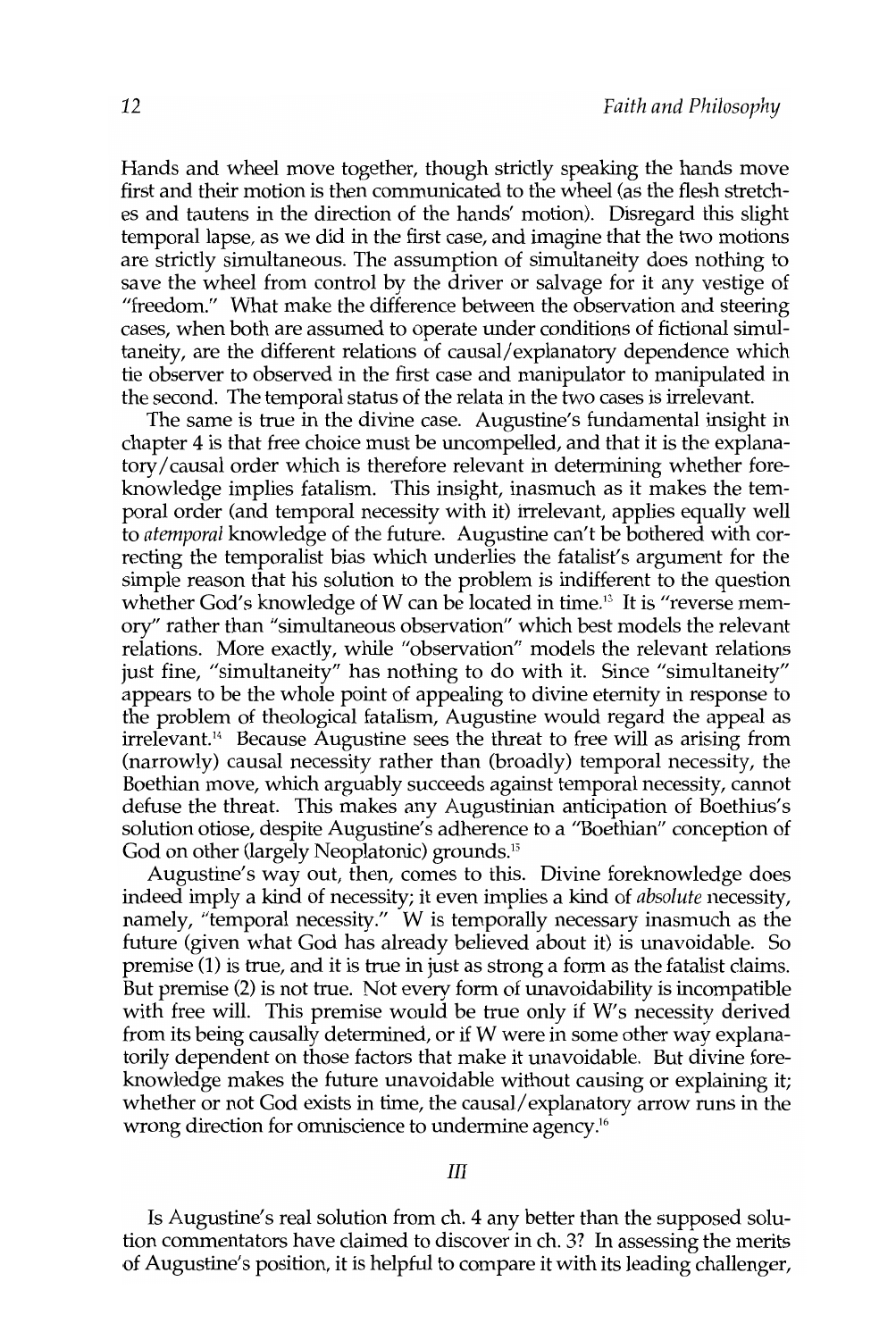Hands and wheel move together, though strictly speaking the hands move first and their motion is then communicated to the wheel (as the flesh stretches and tautens in the direction of the hands' motion). Disregard this slight temporal lapse, as we did in the first case, and imagine that the two motions are strictly simultaneous. The assumption of simultaneity does nothing to save the wheel from control by the driver or salvage for it any vestige of "freedom." What make the difference between the observation and steering cases, when both are assumed to operate under conditions of fictional simultaneity, are the different relations of causal/explanatory dependence which tie observer to observed in the first case and manipulator to manipulated in the second. The temporal status of the relata in the two cases is irrelevant.

The same is true in the divine case. Augustine's fundamental insight in chapter 4 is that free choice must be uncompelled, and that it is the explanatory/causal order which is therefore relevant in determining whether foreknowledge implies fatalism. This insight, inasmuch as it makes the temporal order (and temporal necessity with it) irrelevant, applies equally well to *atemporal* knowledge of the future. Augustine can't be bothered with correcting the temporalist bias which underlies the fatalist's argument for the simple reason that his solution to the problem is indifferent to the question whether God's knowledge of W can be located in time.[13] It is "reverse memory" rather than "simultaneous observation" which best models the relevant relations. More exactly, while "observation" models the relevant relations just fine, "simultaneity" has nothing to do with it. Since "simultaneity" appears to be the whole point of appealing to divine eternity in response to the problem of theological fatalism, Augustine would regard the appeal as irrelevant.[14] Because Augustine sees the threat to free will as arising from (narrowly) causal necessity rather than (broadly) temporal necessity, the Boethian move, which arguably succeeds against temporal necessity, cannot defuse the threat. This makes any Augustinian anticipation of Boethius's solution otiose, despite Augustine's adherence to a "Boethian" conception of God on other (largely Neoplatonic) grounds.[15]

Augustine's way out, then, comes to this. Divine foreknowledge does indeed imply a kind of necessity; it even implies a kind of *absolute* necessity, namely, "temporal necessity." W is temporally necessary inasmuch as the future (given what God has already believed about it) is unavoidable. So premise (1) is true, and it is true in just as strong a form as the fatalist claims. But premise (2) is not true. Not every form of unavoidability is incompatible with free will. This premise would be true only if W's necessity derived from its being causally determined, or if W were in some other way explanatorily dependent on those factors that make it unavoidable. But divine foreknowledge makes the future unavoidable without causing or explaining it; whether or not God exists in time, the causal/explanatory arrow runs in the wrong direction for omniscience to undermine agency.[16]

## III

Is Augustine's real solution from ch. 4 any better than the supposed solution commentators have claimed to discover in ch. 3? In assessing the merits of Augustine's position, it is helpful to compare it with its leading challenger,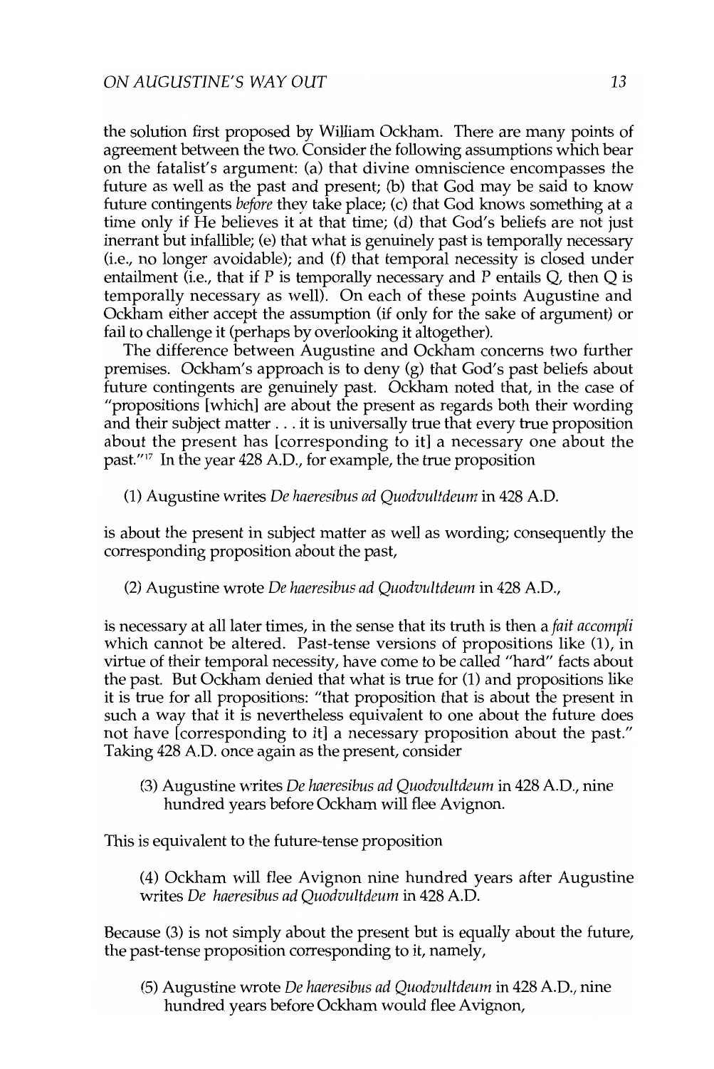the solution first proposed by William Ockham. There are many points of agreement between the two. Consider the following assumptions which bear on the fatalist's argument: (a) that divine omniscience encompasses the future as well as the past and present; (b) that God may be said to know future contingents *before* they take place; (c) that God knows something at a time only if He believes it at that time; (d) that God's beliefs are not just inerrant but infallible; (e) that what is genuinely past is temporally necessary (i.e., no longer avoidable); and (f) that temporal necessity is closed under entailment (i.e., that if P is temporally necessary and P entails Q, then Q is temporally necessary as well). On each of these points Augustine and Ockham either accept the assumption (if only for the sake of argument) or fail to challenge it (perhaps by overlooking it altogether).

The difference between Augustine and Ockham concerns two further premises. Ockham's approach is to deny (g) that God's past beliefs about future contingents are genuinely past. Ockham noted that, in the case of "propositions [which] are about the present as regards both their wording and their subject matter . . . it is universally true that every true proposition about the present has [corresponding to it] a necessary one about the past."[17] In the year 428 A.D., for example, the true proposition

> (1) Augustine writes *De haeresibus ad Quodvultdeum* in 428 A.D.

is about the present in subject matter as well as wording; consequently the corresponding proposition about the past,

> (2) Augustine wrote *De haeresibus ad Quodvultdeum* in 428 A.D.,

is necessary at all later times, in the sense that its truth is then a *fait accompli* which cannot be altered. Past-tense versions of propositions like (1), in virtue of their temporal necessity, have come to be called "hard" facts about the past. But Ockham denied that what is true for (1) and propositions like it is true for all propositions: "that proposition that is about the present in such a way that it is nevertheless equivalent to one about the future does not have [corresponding to it] a necessary proposition about the past." Taking 428 A.D. once again as the present, consider

> (3) Augustine writes *De haeresibus ad Quodvultdeum* in 428 A.D., nine hundred years before Ockham will flee Avignon.

This is equivalent to the future-tense proposition

> (4) Ockham will flee Avignon nine hundred years after Augustine writes *De haeresibus ad Quodvultdeum* in 428 A.D.

Because (3) is not simply about the present but is equally about the future, the past-tense proposition corresponding to it, namely,

> (5) Augustine wrote *De haeresibus ad Quodvultdeum* in 428 A.D., nine hundred years before Ockham would flee Avignon,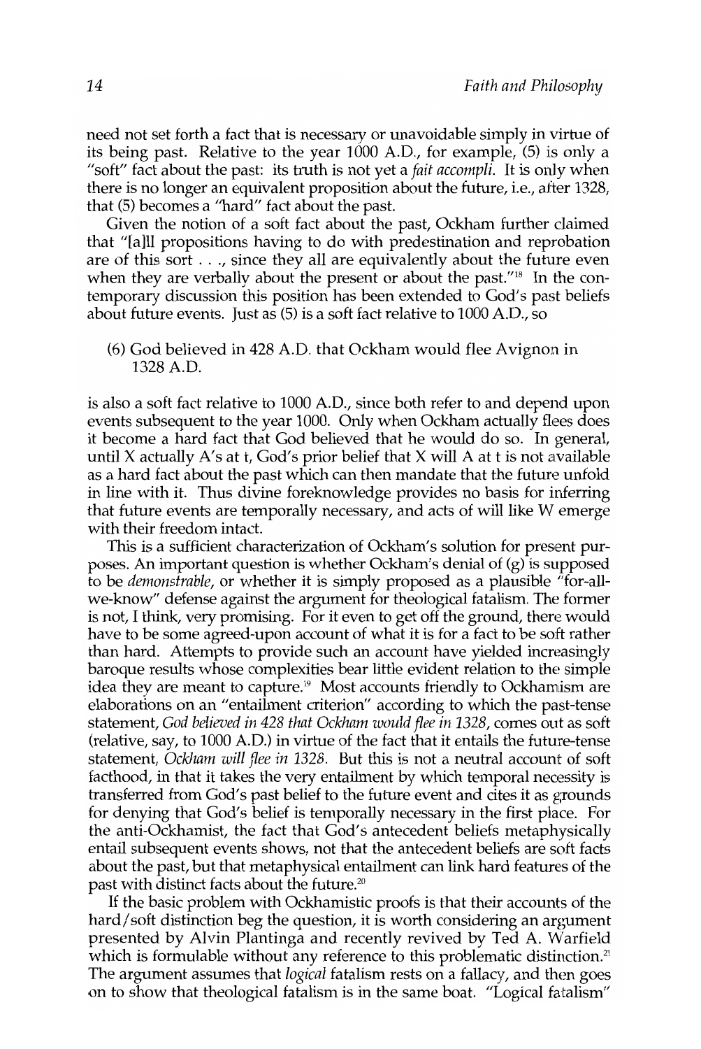need not set forth a fact that is necessary or unavoidable simply in virtue of its being past. Relative to the year 1000 A.D., for example, (5) is only a "soft" fact about the past: its truth is not yet a *fait accompli*. It is only when there is no longer an equivalent proposition about the future, i.e., after 1328, that (5) becomes a "hard" fact about the past.

Given the notion of a soft fact about the past, Ockham further claimed that "[a]ll propositions having to do with predestination and reprobation are of this sort . . ., since they all are equivalently about the future even when they are verbally about the present or about the past."[18] In the contemporary discussion this position has been extended to God's past beliefs about future events. Just as (5) is a soft fact relative to 1000 A.D., so

> (6) God believed in 428 A.D. that Ockham would flee Avignon in 1328 A.D.

is also a soft fact relative to 1000 A.D., since both refer to and depend upon events subsequent to the year 1000. Only when Ockham actually flees does it become a hard fact that God believed that he would do so. In general, until X actually A's at t, God's prior belief that X will A at t is not available as a hard fact about the past which can then mandate that the future unfold in line with it. Thus divine foreknowledge provides no basis for inferring that future events are temporally necessary, and acts of will like W emerge with their freedom intact.

This is a sufficient characterization of Ockham's solution for present purposes. An important question is whether Ockham's denial of (g) is supposed to be *demonstrable*, or whether it is simply proposed as a plausible "for-all-we-know" defense against the argument for theological fatalism. The former is not, I think, very promising. For it even to get off the ground, there would have to be some agreed-upon account of what it is for a fact to be soft rather than hard. Attempts to provide such an account have yielded increasingly baroque results whose complexities bear little evident relation to the simple idea they are meant to capture.[19] Most accounts friendly to Ockhamism are elaborations on an "entailment criterion" according to which the past-tense statement, *God believed in 428 that Ockham would flee in 1328*, comes out as soft (relative, say, to 1000 A.D.) in virtue of the fact that it entails the future-tense statement, *Ockham will flee in 1328*. But this is not a neutral account of soft facthood, in that it takes the very entailment by which temporal necessity is transferred from God's past belief to the future event and cites it as grounds for denying that God's belief is temporally necessary in the first place. For the anti-Ockhamist, the fact that God's antecedent beliefs metaphysically entail subsequent events shows, not that the antecedent beliefs are soft facts about the past, but that metaphysical entailment can link hard features of the past with distinct facts about the future.[20]

If the basic problem with Ockhamistic proofs is that their accounts of the hard/soft distinction beg the question, it is worth considering an argument presented by Alvin Plantinga and recently revived by Ted A. Warfield which is formulable without any reference to this problematic distinction.[21] The argument assumes that *logical* fatalism rests on a fallacy, and then goes on to show that theological fatalism is in the same boat. "Logical fatalism"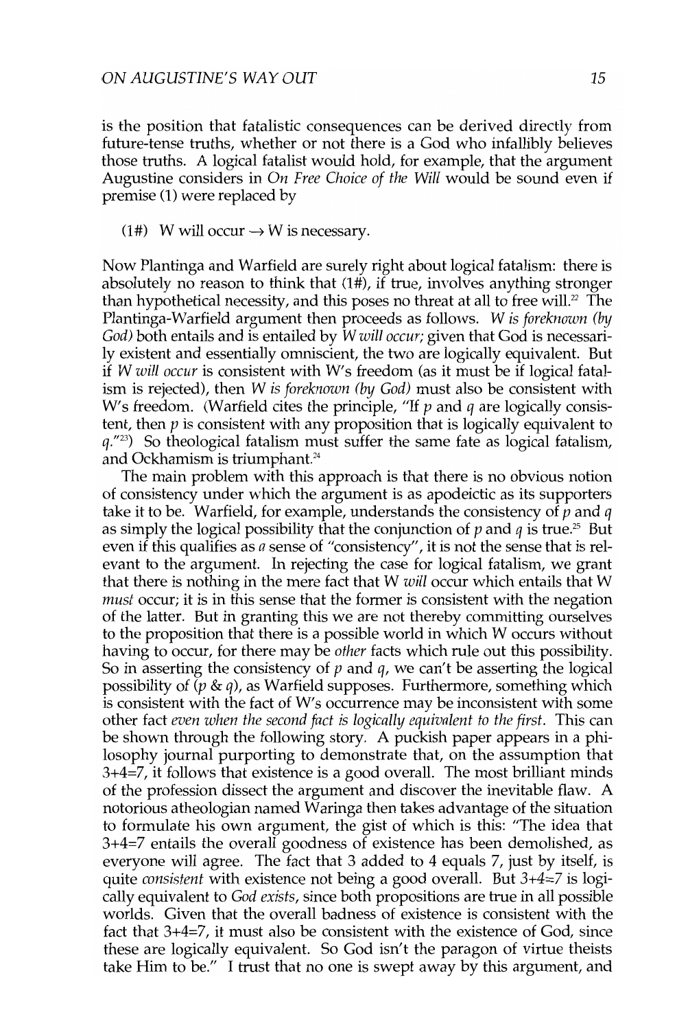is the position that fatalistic consequences can be derived directly from future-tense truths, whether or not there is a God who infallibly believes those truths. A logical fatalist would hold, for example, that the argument Augustine considers in *On Free Choice of the Will* would be sound even if premise (1) were replaced by

(1#) W will occur $\rightarrow$ W is necessary.

Now Plantinga and Warfield are surely right about logical fatalism: there is absolutely no reason to think that (1#), if true, involves anything stronger than hypothetical necessity, and this poses no threat at all to free will.[22] The Plantinga-Warfield argument then proceeds as follows. *W is foreknown (by God)* both entails and is entailed by *W will occur*; given that God is necessarily existent and essentially omniscient, the two are logically equivalent. But if *W will occur* is consistent with W's freedom (as it must be if logical fatalism is rejected), then *W is foreknown (by God)* must also be consistent with W's freedom. (Warfield cites the principle, "If $p$ and $q$ are logically consistent, then $p$ is consistent with any proposition that is logically equivalent to $q$."[23]) So theological fatalism must suffer the same fate as logical fatalism, and Ockhamism is triumphant.[24]

The main problem with this approach is that there is no obvious notion of consistency under which the argument is as apodeictic as its supporters take it to be. Warfield, for example, understands the consistency of $p$ and $q$ as simply the logical possibility that the conjunction of $p$ and $q$ is true.[25] But even if this qualifies as *a* sense of "consistency", it is not the sense that is relevant to the argument. In rejecting the case for logical fatalism, we grant that there is nothing in the mere fact that W *will* occur which entails that W *must* occur; it is in this sense that the former is consistent with the negation of the latter. But in granting this we are not thereby committing ourselves to the proposition that there is a possible world in which W occurs without having to occur, for there may be *other* facts which rule out this possibility. So in asserting the consistency of $p$ and $q$, we can't be asserting the logical possibility of ($p$ & $q$), as Warfield supposes. Furthermore, something which is consistent with the fact of W's occurrence may be inconsistent with some other fact *even when the second fact is logically equivalent to the first*. This can be shown through the following story. A puckish paper appears in a philosophy journal purporting to demonstrate that, on the assumption that 3+4=7, it follows that existence is a good overall. The most brilliant minds of the profession dissect the argument and discover the inevitable flaw. A notorious atheologian named Waringa then takes advantage of the situation to formulate his own argument, the gist of which is this: "The idea that 3+4=7 entails the overall goodness of existence has been demolished, as everyone will agree. The fact that 3 added to 4 equals 7, just by itself, is quite *consistent* with existence not being a good overall. But 3+4=7 is logically equivalent to *God exists*, since both propositions are true in all possible worlds. Given that the overall badness of existence is consistent with the fact that 3+4=7, it must also be consistent with the existence of God, since these are logically equivalent. So God isn't the paragon of virtue theists take Him to be." I trust that no one is swept away by this argument, and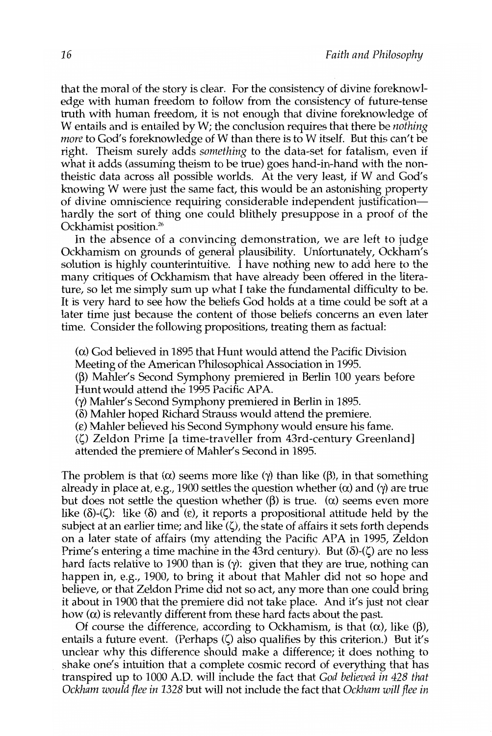that the moral of the story is clear. For the consistency of divine foreknowledge with human freedom to follow from the consistency of future-tense truth with human freedom, it is not enough that divine foreknowledge of W entails and is entailed by W; the conclusion requires that there be *nothing more* to God's foreknowledge of W than there is to W itself. But this can't be right. Theism surely adds *something* to the data-set for fatalism, even if what it adds (assuming theism to be true) goes hand-in-hand with the non-theistic data across all possible worlds. At the very least, if W and God's knowing W were just the same fact, this would be an astonishing property of divine omniscience requiring considerable independent justification—hardly the sort of thing one could blithely presuppose in a proof of the Ockhamist position.[26]

In the absence of a convincing demonstration, we are left to judge Ockhamism on grounds of general plausibility. Unfortunately, Ockham's solution is highly counterintuitive. I have nothing new to add here to the many critiques of Ockhamism that have already been offered in the literature, so let me simply sum up what I take the fundamental difficulty to be. It is very hard to see how the beliefs God holds at a time could be soft at a later time just because the content of those beliefs concerns an even later time. Consider the following propositions, treating them as factual:

(α) God believed in 1895 that Hunt would attend the Pacific Division Meeting of the American Philosophical Association in 1995.
(β) Mahler's Second Symphony premiered in Berlin 100 years before Hunt would attend the 1995 Pacific APA.
(γ) Mahler's Second Symphony premiered in Berlin in 1895.
(δ) Mahler hoped Richard Strauss would attend the premiere.
(ε) Mahler believed his Second Symphony would ensure his fame.
(ζ) Zeldon Prime [a time-traveller from 43rd-century Greenland] attended the premiere of Mahler's Second in 1895.

The problem is that (α) seems more like (γ) than like (β), in that something already in place at, e.g., 1900 settles the question whether (α) and (γ) are true but does not settle the question whether (β) is true. (α) seems even more like (δ)-(ζ): like (δ) and (ε), it reports a propositional attitude held by the subject at an earlier time; and like (ζ), the state of affairs it sets forth depends on a later state of affairs (my attending the Pacific APA in 1995, Zeldon Prime's entering a time machine in the 43rd century). But (δ)-(ζ) are no less hard facts relative to 1900 than is (γ): given that they are true, nothing can happen in, e.g., 1900, to bring it about that Mahler did not so hope and believe, or that Zeldon Prime did not so act, any more than one could bring it about in 1900 that the premiere did not take place. And it's just not clear how (α) is relevantly different from these hard facts about the past.

Of course the difference, according to Ockhamism, is that (α), like (β), entails a future event. (Perhaps (ζ) also qualifies by this criterion.) But it's unclear why this difference should make a difference; it does nothing to shake one's intuition that a complete cosmic record of everything that has transpired up to 1000 A.D. will include the fact that *God believed in 428 that Ockham would flee in 1328* but will not include the fact that *Ockham will flee in*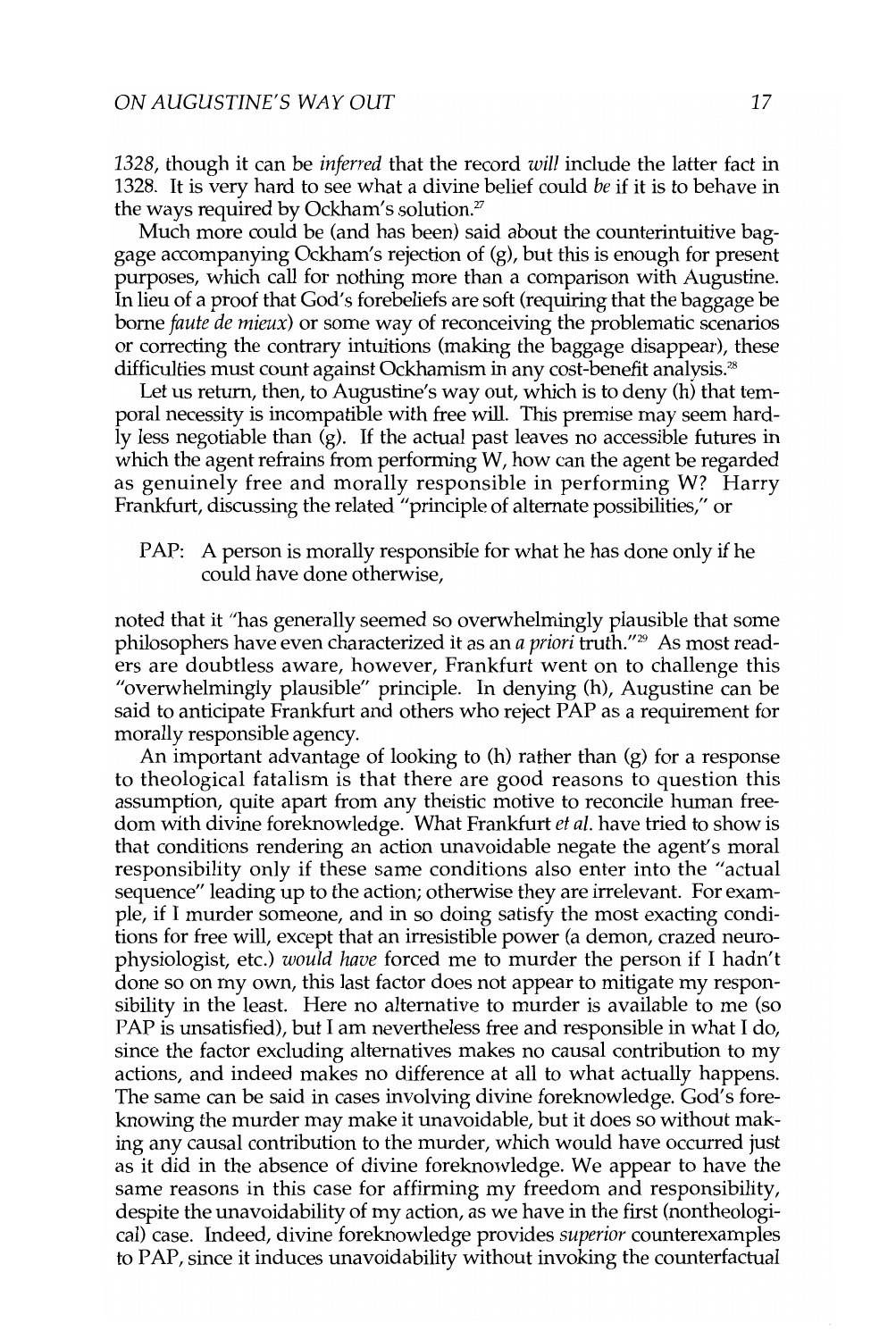*1328*, though it can be *inferred* that the record *will* include the latter fact in 1328. It is very hard to see what a divine belief could *be* if it is to behave in the ways required by Ockham's solution.[27]

Much more could be (and has been) said about the counterintuitive baggage accompanying Ockham's rejection of (g), but this is enough for present purposes, which call for nothing more than a comparison with Augustine. In lieu of a proof that God's forebeliefs are soft (requiring that the baggage be borne *faute de mieux*) or some way of reconceiving the problematic scenarios or correcting the contrary intuitions (making the baggage disappear), these difficulties must count against Ockhamism in any cost-benefit analysis.[28]

Let us return, then, to Augustine's way out, which is to deny (h) that temporal necessity is incompatible with free will. This premise may seem hardly less negotiable than (g). If the actual past leaves no accessible futures in which the agent refrains from performing W, how can the agent be regarded as genuinely free and morally responsible in performing W? Harry Frankfurt, discussing the related "principle of alternate possibilities," or

> PAP: A person is morally responsible for what he has done only if he could have done otherwise,

noted that it "has generally seemed so overwhelmingly plausible that some philosophers have even characterized it as an *a priori* truth."[29] As most readers are doubtless aware, however, Frankfurt went on to challenge this "overwhelmingly plausible" principle. In denying (h), Augustine can be said to anticipate Frankfurt and others who reject PAP as a requirement for morally responsible agency.

An important advantage of looking to (h) rather than (g) for a response to theological fatalism is that there are good reasons to question this assumption, quite apart from any theistic motive to reconcile human freedom with divine foreknowledge. What Frankfurt *et al.* have tried to show is that conditions rendering an action unavoidable negate the agent's moral responsibility only if these same conditions also enter into the "actual sequence" leading up to the action; otherwise they are irrelevant. For example, if I murder someone, and in so doing satisfy the most exacting conditions for free will, except that an irresistible power (a demon, crazed neurophysiologist, etc.) *would have* forced me to murder the person if I hadn't done so on my own, this last factor does not appear to mitigate my responsibility in the least. Here no alternative to murder is available to me (so PAP is unsatisfied), but I am nevertheless free and responsible in what I do, since the factor excluding alternatives makes no causal contribution to my actions, and indeed makes no difference at all to what actually happens. The same can be said in cases involving divine foreknowledge. God's foreknowing the murder may make it unavoidable, but it does so without making any causal contribution to the murder, which would have occurred just as it did in the absence of divine foreknowledge. We appear to have the same reasons in this case for affirming my freedom and responsibility, despite the unavoidability of my action, as we have in the first (nontheological) case. Indeed, divine foreknowledge provides *superior* counterexamples to PAP, since it induces unavoidability without invoking the counterfactual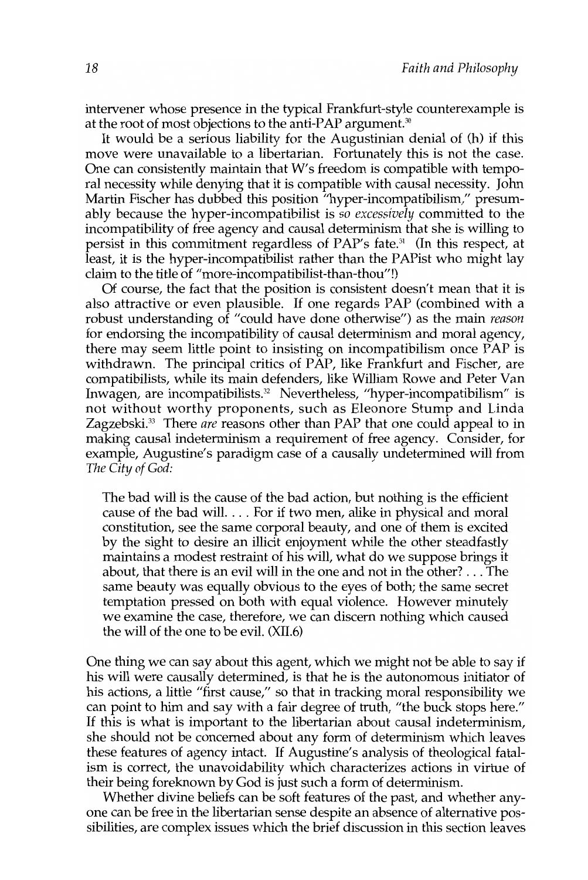intervener whose presence in the typical Frankfurt-style counterexample is at the root of most objections to the anti-PAP argument.[30]

It would be a serious liability for the Augustinian denial of (h) if this move were unavailable to a libertarian. Fortunately this is not the case. One can consistently maintain that W's freedom is compatible with temporal necessity while denying that it is compatible with causal necessity. John Martin Fischer has dubbed this position "hyper-incompatibilism," presumably because the hyper-incompatibilist is *so excessively* committed to the incompatibility of free agency and causal determinism that she is willing to persist in this commitment regardless of PAP's fate.[31] (In this respect, at least, it is the hyper-incompatibilist rather than the PAPist who might lay claim to the title of "more-incompatibilist-than-thou"!)

Of course, the fact that the position is consistent doesn't mean that it is also attractive or even plausible. If one regards PAP (combined with a robust understanding of "could have done otherwise") as the main *reason* for endorsing the incompatibility of causal determinism and moral agency, there may seem little point to insisting on incompatibilism once PAP is withdrawn. The principal critics of PAP, like Frankfurt and Fischer, are compatibilists, while its main defenders, like William Rowe and Peter Van Inwagen, are incompatibilists.[32] Nevertheless, "hyper-incompatibilism" is not without worthy proponents, such as Eleonore Stump and Linda Zagzebski.[33] There *are* reasons other than PAP that one could appeal to in making causal indeterminism a requirement of free agency. Consider, for example, Augustine's paradigm case of a causally undetermined will from *The City of God:*

> The bad will is the cause of the bad action, but nothing is the efficient cause of the bad will. . . . For if two men, alike in physical and moral constitution, see the same corporal beauty, and one of them is excited by the sight to desire an illicit enjoyment while the other steadfastly maintains a modest restraint of his will, what do we suppose brings it about, that there is an evil will in the one and not in the other? . . . The same beauty was equally obvious to the eyes of both; the same secret temptation pressed on both with equal violence. However minutely we examine the case, therefore, we can discern nothing which caused the will of the one to be evil. (XII.6)

One thing we can say about this agent, which we might not be able to say if his will were causally determined, is that he is the autonomous initiator of his actions, a little "first cause," so that in tracking moral responsibility we can point to him and say with a fair degree of truth, "the buck stops here." If this is what is important to the libertarian about causal indeterminism, she should not be concerned about any form of determinism which leaves these features of agency intact. If Augustine's analysis of theological fatalism is correct, the unavoidability which characterizes actions in virtue of their being foreknown by God is just such a form of determinism.

Whether divine beliefs can be soft features of the past, and whether anyone can be free in the libertarian sense despite an absence of alternative possibilities, are complex issues which the brief discussion in this section leaves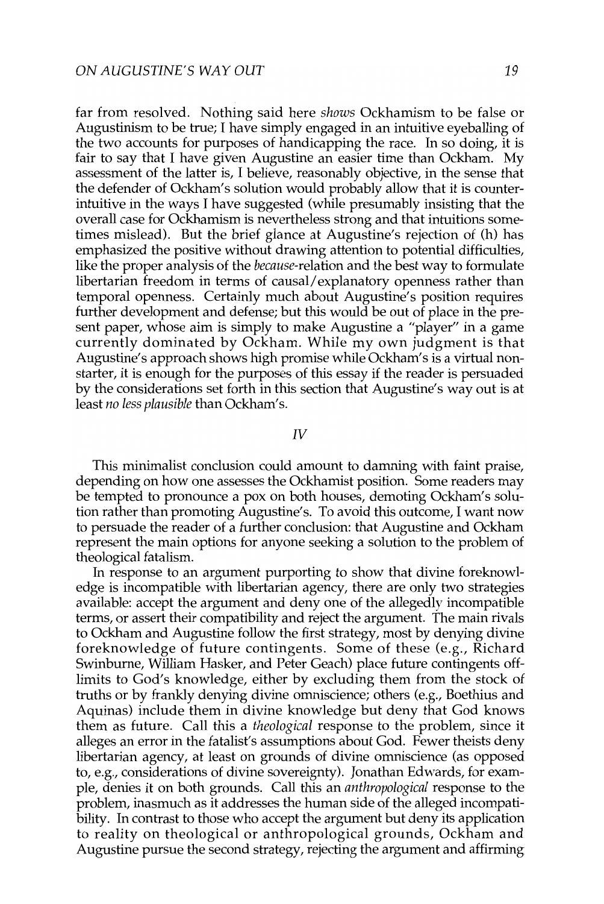far from resolved. Nothing said here *shows* Ockhamism to be false or Augustinism to be true; I have simply engaged in an intuitive eyeballing of the two accounts for purposes of handicapping the race. In so doing, it is fair to say that I have given Augustine an easier time than Ockham. My assessment of the latter is, I believe, reasonably objective, in the sense that the defender of Ockham's solution would probably allow that it is counter-intuitive in the ways I have suggested (while presumably insisting that the overall case for Ockhamism is nevertheless strong and that intuitions sometimes mislead). But the brief glance at Augustine's rejection of (h) has emphasized the positive without drawing attention to potential difficulties, like the proper analysis of the *because*-relation and the best way to formulate libertarian freedom in terms of causal/explanatory openness rather than temporal openness. Certainly much about Augustine's position requires further development and defense; but this would be out of place in the present paper, whose aim is simply to make Augustine a "player" in a game currently dominated by Ockham. While my own judgment is that Augustine's approach shows high promise while Ockham's is a virtual non-starter, it is enough for the purposes of this essay if the reader is persuaded by the considerations set forth in this section that Augustine's way out is at least *no less plausible* than Ockham's.

## IV

This minimalist conclusion could amount to damning with faint praise, depending on how one assesses the Ockhamist position. Some readers may be tempted to pronounce a pox on both houses, demoting Ockham's solution rather than promoting Augustine's. To avoid this outcome, I want now to persuade the reader of a further conclusion: that Augustine and Ockham represent the main options for anyone seeking a solution to the problem of theological fatalism.

In response to an argument purporting to show that divine foreknowledge is incompatible with libertarian agency, there are only two strategies available: accept the argument and deny one of the allegedly incompatible terms, or assert their compatibility and reject the argument. The main rivals to Ockham and Augustine follow the first strategy, most by denying divine foreknowledge of future contingents. Some of these (e.g., Richard Swinburne, William Hasker, and Peter Geach) place future contingents off-limits to God's knowledge, either by excluding them from the stock of truths or by frankly denying divine omniscience; others (e.g., Boethius and Aquinas) include them in divine knowledge but deny that God knows them as future. Call this a *theological* response to the problem, since it alleges an error in the fatalist's assumptions about God. Fewer theists deny libertarian agency, at least on grounds of divine omniscience (as opposed to, e.g., considerations of divine sovereignty). Jonathan Edwards, for example, denies it on both grounds. Call this an *anthropological* response to the problem, inasmuch as it addresses the human side of the alleged incompatibility. In contrast to those who accept the argument but deny its application to reality on theological or anthropological grounds, Ockham and Augustine pursue the second strategy, rejecting the argument and affirming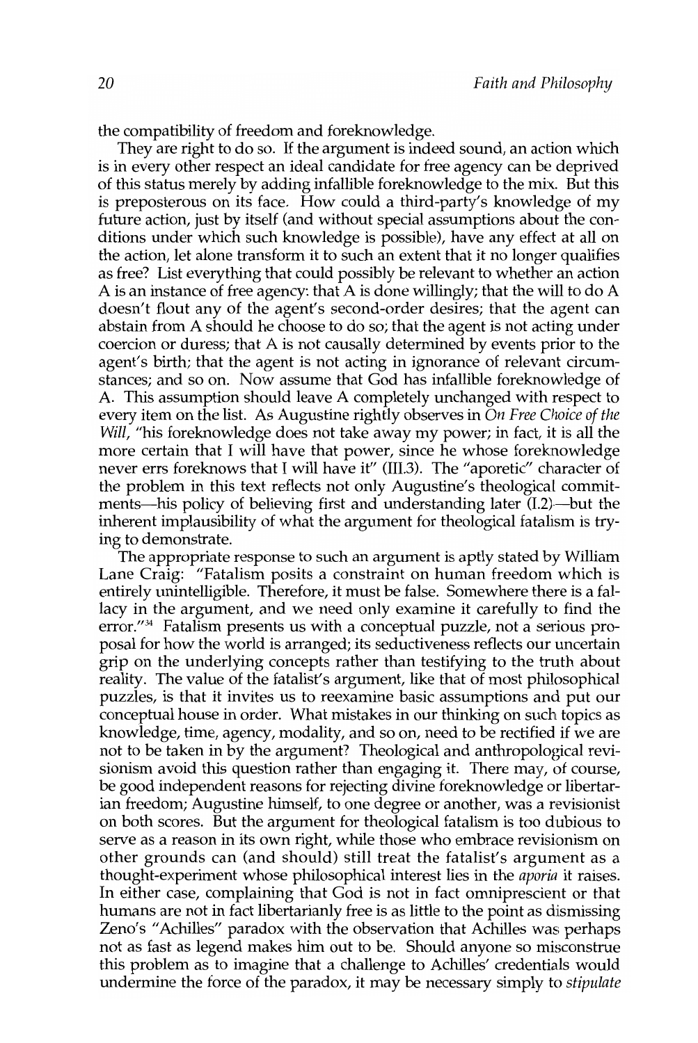the compatibility of freedom and foreknowledge.

They are right to do so. If the argument is indeed sound, an action which is in every other respect an ideal candidate for free agency can be deprived of this status merely by adding infallible foreknowledge to the mix. But this is preposterous on its face. How could a third-party's knowledge of my future action, just by itself (and without special assumptions about the conditions under which such knowledge is possible), have any effect at all on the action, let alone transform it to such an extent that it no longer qualifies as free? List everything that could possibly be relevant to whether an action A is an instance of free agency: that A is done willingly; that the will to do A doesn't flout any of the agent's second-order desires; that the agent can abstain from A should he choose to do so; that the agent is not acting under coercion or duress; that A is not causally determined by events prior to the agent's birth; that the agent is not acting in ignorance of relevant circumstances; and so on. Now assume that God has infallible foreknowledge of A. This assumption should leave A completely unchanged with respect to every item on the list. As Augustine rightly observes in *On Free Choice of the Will*, "his foreknowledge does not take away my power; in fact, it is all the more certain that I will have that power, since he whose foreknowledge never errs foreknows that I will have it" (III.3). The "aporetic" character of the problem in this text reflects not only Augustine's theological commitments—his policy of believing first and understanding later (I.2)—but the inherent implausibility of what the argument for theological fatalism is trying to demonstrate.

The appropriate response to such an argument is aptly stated by William Lane Craig: "Fatalism posits a constraint on human freedom which is entirely unintelligible. Therefore, it must be false. Somewhere there is a fallacy in the argument, and we need only examine it carefully to find the error."[34] Fatalism presents us with a conceptual puzzle, not a serious proposal for how the world is arranged; its seductiveness reflects our uncertain grip on the underlying concepts rather than testifying to the truth about reality. The value of the fatalist's argument, like that of most philosophical puzzles, is that it invites us to reexamine basic assumptions and put our conceptual house in order. What mistakes in our thinking on such topics as knowledge, time, agency, modality, and so on, need to be rectified if we are not to be taken in by the argument? Theological and anthropological revisionism avoid this question rather than engaging it. There may, of course, be good independent reasons for rejecting divine foreknowledge or libertarian freedom; Augustine himself, to one degree or another, was a revisionist on both scores. But the argument for theological fatalism is too dubious to serve as a reason in its own right, while those who embrace revisionism on other grounds can (and should) still treat the fatalist's argument as a thought-experiment whose philosophical interest lies in the *aporia* it raises. In either case, complaining that God is not in fact omniprescient or that humans are not in fact libertarianly free is as little to the point as dismissing Zeno's "Achilles" paradox with the observation that Achilles was perhaps not as fast as legend makes him out to be. Should anyone so misconstrue this problem as to imagine that a challenge to Achilles' credentials would undermine the force of the paradox, it may be necessary simply to *stipulate*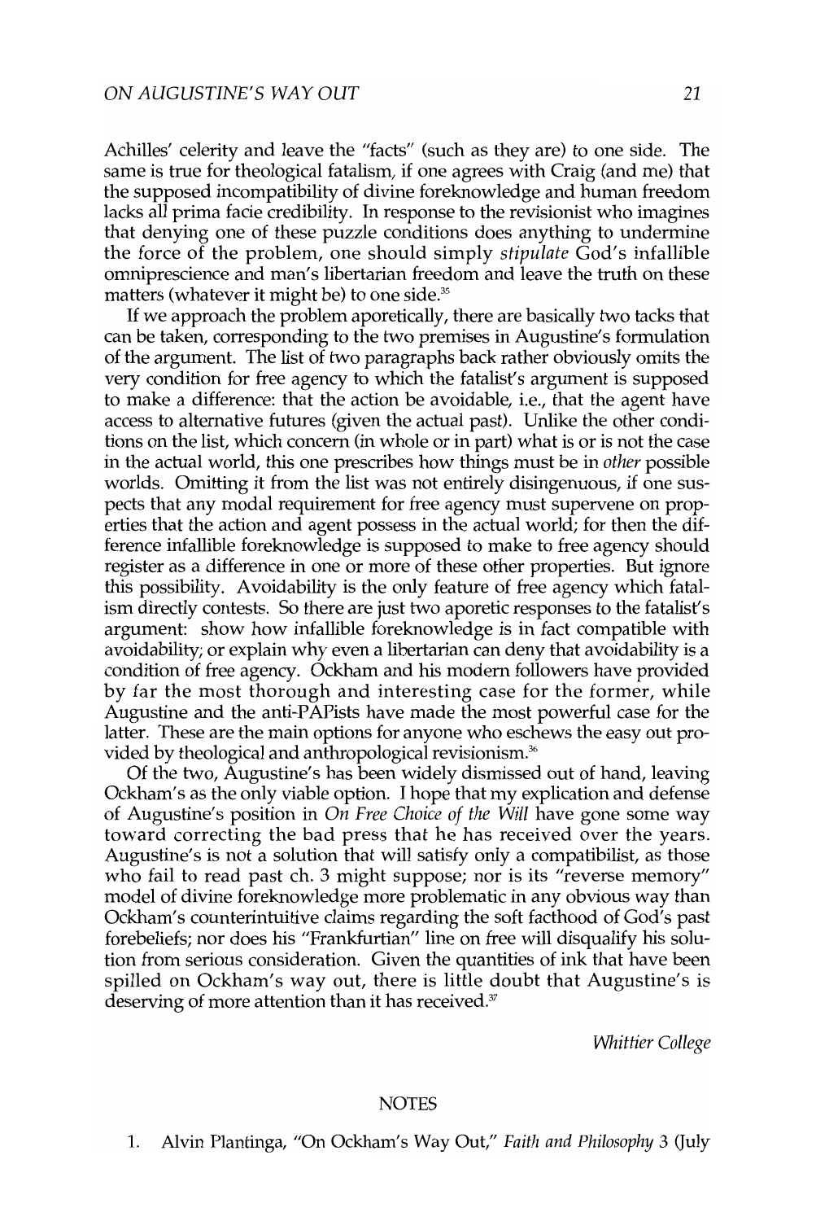Achilles' celerity and leave the "facts" (such as they are) to one side. The same is true for theological fatalism, if one agrees with Craig (and me) that the supposed incompatibility of divine foreknowledge and human freedom lacks all prima facie credibility. In response to the revisionist who imagines that denying one of these puzzle conditions does anything to undermine the force of the problem, one should simply *stipulate* God's infallible omniprescience and man's libertarian freedom and leave the truth on these matters (whatever it might be) to one side.[35]

If we approach the problem aporetically, there are basically two tacks that can be taken, corresponding to the two premises in Augustine's formulation of the argument. The list of two paragraphs back rather obviously omits the very condition for free agency to which the fatalist's argument is supposed to make a difference: that the action be avoidable, i.e., that the agent have access to alternative futures (given the actual past). Unlike the other conditions on the list, which concern (in whole or in part) what is or is not the case in the actual world, this one prescribes how things must be in *other* possible worlds. Omitting it from the list was not entirely disingenuous, if one suspects that any modal requirement for free agency must supervene on properties that the action and agent possess in the actual world; for then the difference infallible foreknowledge is supposed to make to free agency should register as a difference in one or more of these other properties. But ignore this possibility. Avoidability is the only feature of free agency which fatalism directly contests. So there are just two aporetic responses to the fatalist's argument: show how infallible foreknowledge is in fact compatible with avoidability; or explain why even a libertarian can deny that avoidability is a condition of free agency. Ockham and his modern followers have provided by far the most thorough and interesting case for the former, while Augustine and the anti-PAPists have made the most powerful case for the latter. These are the main options for anyone who eschews the easy out provided by theological and anthropological revisionism.[36]

Of the two, Augustine's has been widely dismissed out of hand, leaving Ockham's as the only viable option. I hope that my explication and defense of Augustine's position in *On Free Choice of the Will* have gone some way toward correcting the bad press that he has received over the years. Augustine's is not a solution that will satisfy only a compatibilist, as those who fail to read past ch. 3 might suppose; nor is its "reverse memory" model of divine foreknowledge more problematic in any obvious way than Ockham's counterintuitive claims regarding the soft facthood of God's past forebeliefs; nor does his "Frankfurtian" line on free will disqualify his solution from serious consideration. Given the quantities of ink that have been spilled on Ockham's way out, there is little doubt that Augustine's is deserving of more attention than it has received.[37]

*Whittier College*

## NOTES

1. Alvin Plantinga, "On Ockham's Way Out," *Faith and Philosophy* 3 (July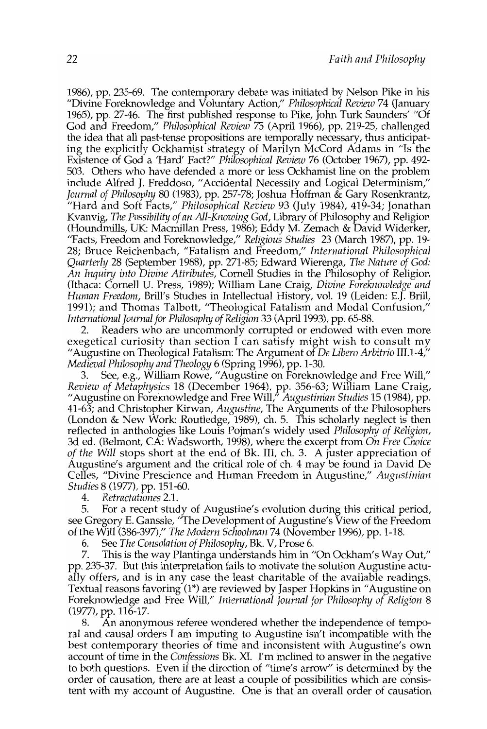1986), pp. 235-69. The contemporary debate was initiated by Nelson Pike in his "Divine Foreknowledge and Voluntary Action," *Philosophical Review* 74 (January 1965), pp. 27-46. The first published response to Pike, John Turk Saunders' "Of God and Freedom," *Philosophical Review* 75 (April 1966), pp. 219-25, challenged the idea that all past-tense propositions are temporally necessary, thus anticipating the explicitly Ockhamist strategy of Marilyn McCord Adams in "Is the Existence of God a 'Hard' Fact?" *Philosophical Review* 76 (October 1967), pp. 492-503. Others who have defended a more or less Ockhamist line on the problem include Alfred J. Freddoso, "Accidental Necessity and Logical Determinism," *Journal of Philosophy* 80 (1983), pp. 257-78; Joshua Hoffman & Gary Rosenkrantz, "Hard and Soft Facts," *Philosophical Review* 93 (July 1984), 419-34; Jonathan Kvanvig, *The Possibility of an All-Knowing God*, Library of Philosophy and Religion (Houndmills, UK: Macmillan Press, 1986); Eddy M. Zemach & David Widerker, "Facts, Freedom and Foreknowledge," *Religious Studies* 23 (March 1987), pp. 19-28; Bruce Reichenbach, "Fatalism and Freedom," *International Philosophical Quarterly* 28 (September 1988), pp. 271-85; Edward Wierenga, *The Nature of God: An Inquiry into Divine Attributes*, Cornell Studies in the Philosophy of Religion (Ithaca: Cornell U. Press, 1989); William Lane Craig, *Divine Foreknowledge and Human Freedom*, Brill's Studies in Intellectual History, vol. 19 (Leiden: E.J. Brill, 1991); and Thomas Talbott, "Theological Fatalism and Modal Confusion," *International Journal for Philosophy of Religion* 33 (April 1993), pp. 65-88.

2. Readers who are uncommonly corrupted or endowed with even more exegetical curiosity than section I can satisfy might wish to consult my "Augustine on Theological Fatalism: The Argument of *De Libero Arbitrio* III.1-4," *Medieval Philosophy and Theology* 6 (Spring 1996), pp. 1-30.

3. See, e.g., William Rowe, "Augustine on Foreknowledge and Free Will," *Review of Metaphysics* 18 (December 1964), pp. 356-63; William Lane Craig, "Augustine on Foreknowledge and Free Will," *Augustinian Studies* 15 (1984), pp. 41-63; and Christopher Kirwan, *Augustine*, The Arguments of the Philosophers (London & New Work: Routledge, 1989), ch. 5. This scholarly neglect is then reflected in anthologies like Louis Pojman's widely used *Philosophy of Religion*, 3d ed. (Belmont, CA: Wadsworth, 1998), where the excerpt from *On Free Choice of the Will* stops short at the end of Bk. III, ch. 3. A juster appreciation of Augustine's argument and the critical role of ch. 4 may be found in David De Celles, "Divine Prescience and Human Freedom in Augustine," *Augustinian Studies* 8 (1977), pp. 151-60.

4. *Retractationes* 2.1.

5. For a recent study of Augustine's evolution during this critical period, see Gregory E. Ganssle, "The Development of Augustine's View of the Freedom of the Will (386-397)," *The Modern Schoolman* 74 (November 1996), pp. 1-18.

6. See *The Consolation of Philosophy*, Bk. V, Prose 6.

7. This is the way Plantinga understands him in "On Ockham's Way Out," pp. 235-37. But this interpretation fails to motivate the solution Augustine actually offers, and is in any case the least charitable of the available readings. Textual reasons favoring (1*) are reviewed by Jasper Hopkins in "Augustine on Foreknowledge and Free Will," *International Journal for Philosophy of Religion* 8 (1977), pp. 116-17.

8. An anonymous referee wondered whether the independence of temporal and causal orders I am imputing to Augustine isn't incompatible with the best contemporary theories of time and inconsistent with Augustine's own account of time in the *Confessions* Bk. XI. I'm inclined to answer in the negative to both questions. Even if the direction of "time's arrow" is determined by the order of causation, there are at least a couple of possibilities which are consistent with my account of Augustine. One is that an overall order of causation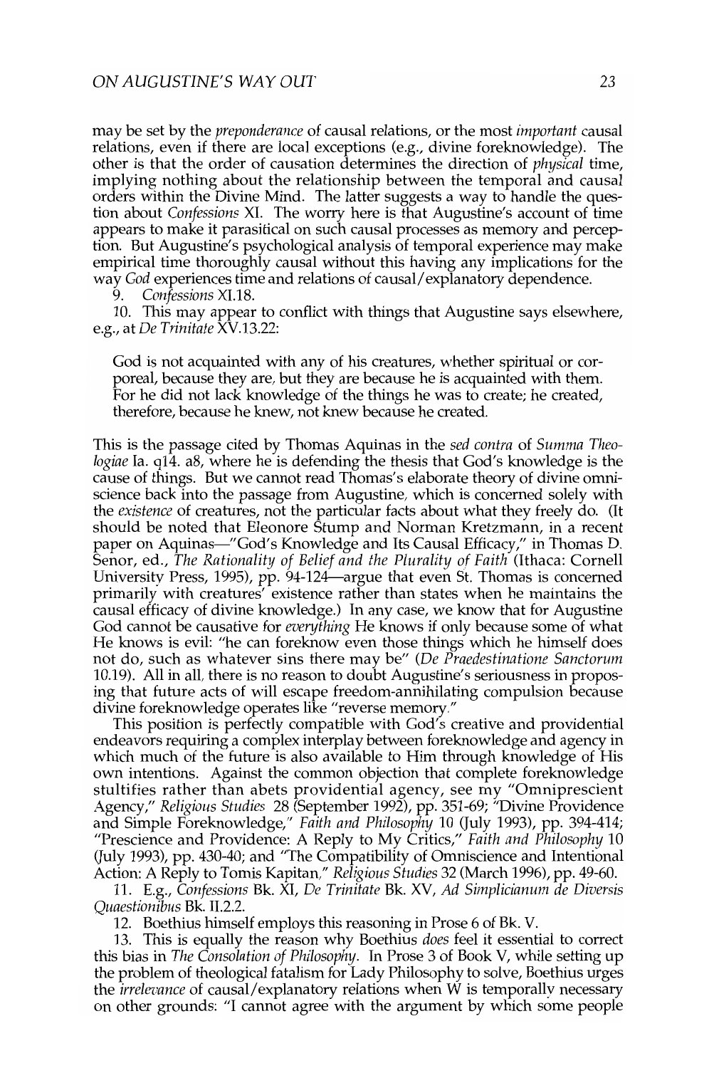may be set by the *preponderance* of causal relations, or the most *important* causal relations, even if there are local exceptions (e.g., divine foreknowledge). The other is that the order of causation determines the direction of *physical* time, implying nothing about the relationship between the temporal and causal orders within the Divine Mind. The latter suggests a way to handle the question about *Confessions* XI. The worry here is that Augustine's account of time appears to make it parasitical on such causal processes as memory and perception. But Augustine's psychological analysis of temporal experience may make empirical time thoroughly causal without this having any implications for the way *God* experiences time and relations of causal/explanatory dependence.

9. *Confessions* XI.18.

10. This may appear to conflict with things that Augustine says elsewhere, e.g., at *De Trinitate* XV.13.22:

> God is not acquainted with any of his creatures, whether spiritual or corporeal, because they are, but they are because he is acquainted with them. For he did not lack knowledge of the things he was to create; he created, therefore, because he knew, not knew because he created.

This is the passage cited by Thomas Aquinas in the *sed contra* of *Summa Theologiae* Ia. q14. a8, where he is defending the thesis that God's knowledge is the cause of things. But we cannot read Thomas's elaborate theory of divine omniscience back into the passage from Augustine, which is concerned solely with the *existence* of creatures, not the particular facts about what they freely do. (It should be noted that Eleonore Stump and Norman Kretzmann, in a recent paper on Aquinas—"God's Knowledge and Its Causal Efficacy," in Thomas D. Senor, ed., *The Rationality of Belief and the Plurality of Faith* (Ithaca: Cornell University Press, 1995), pp. 94-124—argue that even St. Thomas is concerned primarily with creatures' existence rather than states when he maintains the causal efficacy of divine knowledge.) In any case, we know that for Augustine God cannot be causative for *everything* He knows if only because some of what He knows is evil: "he can foreknow even those things which he himself does not do, such as whatever sins there may be" (*De Praedestinatione Sanctorum* 10.19). All in all, there is no reason to doubt Augustine's seriousness in proposing that future acts of will escape freedom-annihilating compulsion because divine foreknowledge operates like "reverse memory."

This position is perfectly compatible with God's creative and providential endeavors requiring a complex interplay between foreknowledge and agency in which much of the future is also available to Him through knowledge of His own intentions. Against the common objection that complete foreknowledge stultifies rather than abets providential agency, see my "Omniprescient Agency," *Religious Studies* 28 (September 1992), pp. 351-69; "Divine Providence and Simple Foreknowledge," *Faith and Philosophy* 10 (July 1993), pp. 394-414; "Prescience and Providence: A Reply to My Critics," *Faith and Philosophy* 10 (July 1993), pp. 430-40; and "The Compatibility of Omniscience and Intentional Action: A Reply to Tomis Kapitan," *Religious Studies* 32 (March 1996), pp. 49-60.

11. E.g., *Confessions* Bk. XI, *De Trinitate* Bk. XV, *Ad Simplicianum de Diversis Quaestionibus* Bk. II.2.2.

12. Boethius himself employs this reasoning in Prose 6 of Bk. V.

13. This is equally the reason why Boethius *does* feel it essential to correct this bias in *The Consolation of Philosophy*. In Prose 3 of Book V, while setting up the problem of theological fatalism for Lady Philosophy to solve, Boethius urges the *irrelevance* of causal/explanatory relations when W is temporally necessary on other grounds: "I cannot agree with the argument by which some people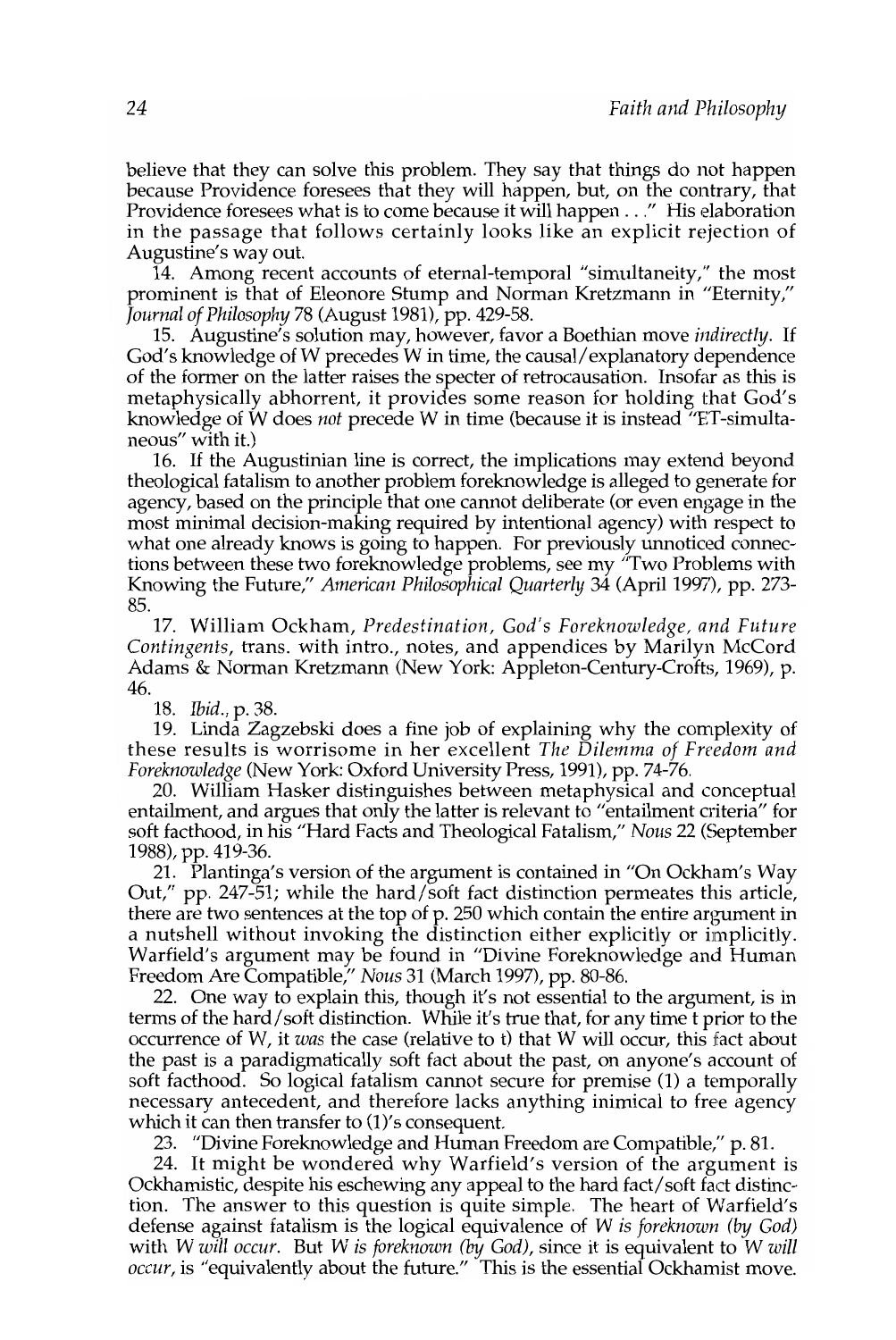believe that they can solve this problem. They say that things do not happen because Providence foresees that they will happen, but, on the contrary, that Providence foresees what is to come because it will happen . . ." His elaboration in the passage that follows certainly looks like an explicit rejection of Augustine's way out.

14. Among recent accounts of eternal-temporal "simultaneity," the most prominent is that of Eleonore Stump and Norman Kretzmann in "Eternity," *Journal of Philosophy* 78 (August 1981), pp. 429-58.

15. Augustine's solution may, however, favor a Boethian move *indirectly*. If God's knowledge of W precedes W in time, the causal/explanatory dependence of the former on the latter raises the specter of retrocausation. Insofar as this is metaphysically abhorrent, it provides some reason for holding that God's knowledge of W does *not* precede W in time (because it is instead "ET-simultaneous" with it.)

16. If the Augustinian line is correct, the implications may extend beyond theological fatalism to another problem foreknowledge is alleged to generate for agency, based on the principle that one cannot deliberate (or even engage in the most minimal decision-making required by intentional agency) with respect to what one already knows is going to happen. For previously unnoticed connections between these two foreknowledge problems, see my "Two Problems with Knowing the Future," *American Philosophical Quarterly* 34 (April 1997), pp. 273-85.

17. William Ockham, *Predestination, God's Foreknowledge, and Future Contingents*, trans. with intro., notes, and appendices by Marilyn McCord Adams & Norman Kretzmann (New York: Appleton-Century-Crofts, 1969), p. 46.

18. *Ibid.*, p. 38.

19. Linda Zagzebski does a fine job of explaining why the complexity of these results is worrisome in her excellent *The Dilemma of Freedom and Foreknowledge* (New York: Oxford University Press, 1991), pp. 74-76.

20. William Hasker distinguishes between metaphysical and conceptual entailment, and argues that only the latter is relevant to "entailment criteria" for soft facthood, in his "Hard Facts and Theological Fatalism," *Nous* 22 (September 1988), pp. 419-36.

21. Plantinga's version of the argument is contained in "On Ockham's Way Out," pp. 247-51; while the hard/soft fact distinction permeates this article, there are two sentences at the top of p. 250 which contain the entire argument in a nutshell without invoking the distinction either explicitly or implicitly. Warfield's argument may be found in "Divine Foreknowledge and Human Freedom Are Compatible," *Nous* 31 (March 1997), pp. 80-86.

22. One way to explain this, though it's not essential to the argument, is in terms of the hard/soft distinction. While it's true that, for any time t prior to the occurrence of W, it *was* the case (relative to t) that W will occur, this fact about the past is a paradigmatically soft fact about the past, on anyone's account of soft facthood. So logical fatalism cannot secure for premise (1) a temporally necessary antecedent, and therefore lacks anything inimical to free agency which it can then transfer to (1)'s consequent.

23. "Divine Foreknowledge and Human Freedom are Compatible," p. 81.

24. It might be wondered why Warfield's version of the argument is Ockhamistic, despite his eschewing any appeal to the hard fact/soft fact distinction. The answer to this question is quite simple. The heart of Warfield's defense against fatalism is the logical equivalence of *W is foreknown (by God)* with *W will occur*. But *W is foreknown (by God)*, since it is equivalent to *W will occur*, is "equivalently about the future." This is the essential Ockhamist move.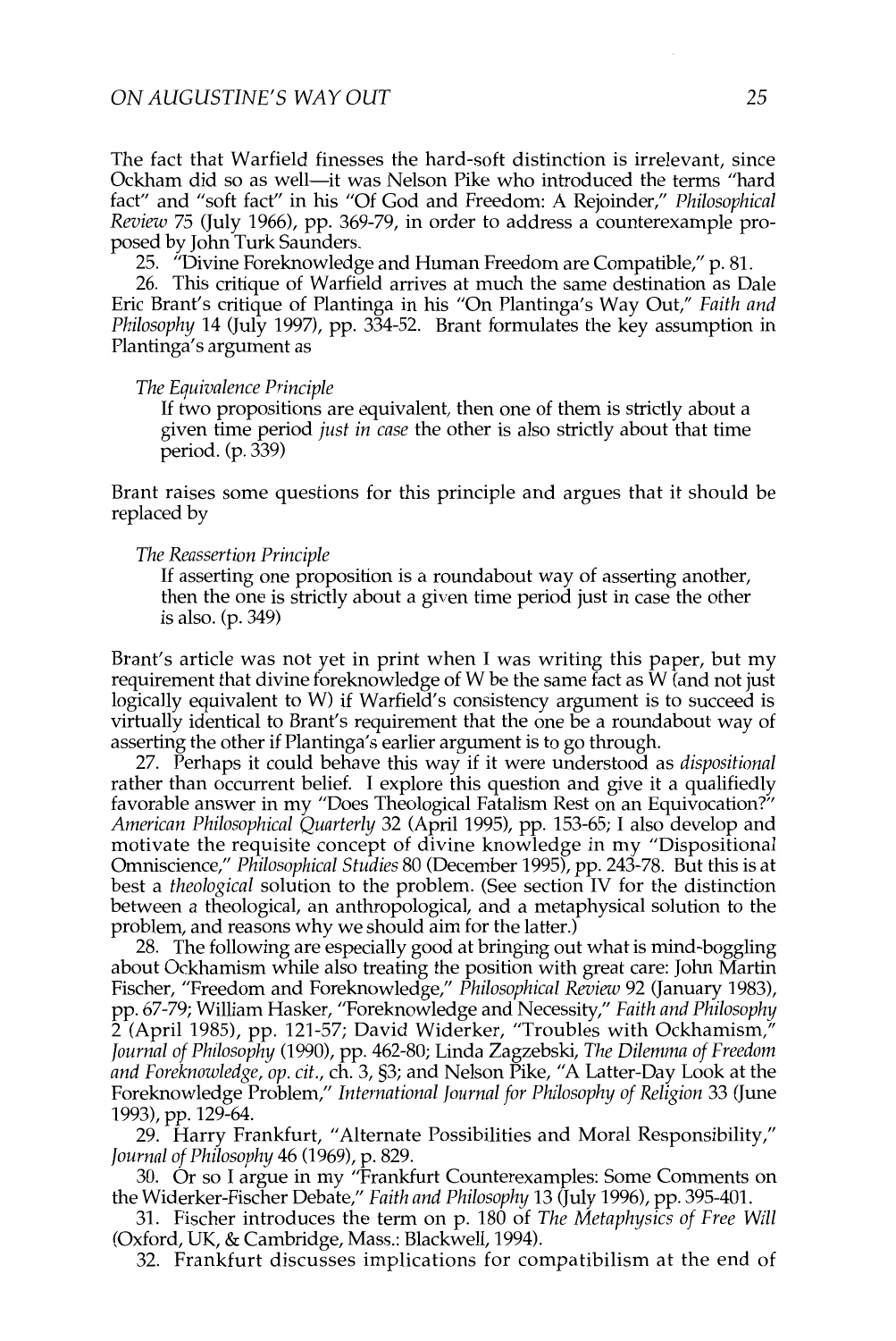The fact that Warfield finesses the hard-soft distinction is irrelevant, since Ockham did so as well—it was Nelson Pike who introduced the terms "hard fact" and "soft fact" in his "Of God and Freedom: A Rejoinder," *Philosophical Review* 75 (July 1966), pp. 369-79, in order to address a counterexample proposed by John Turk Saunders.

25. "Divine Foreknowledge and Human Freedom are Compatible," p. 81.

26. This critique of Warfield arrives at much the same destination as Dale Eric Brant's critique of Plantinga in his "On Plantinga's Way Out," *Faith and Philosophy* 14 (July 1997), pp. 334-52. Brant formulates the key assumption in Plantinga's argument as

> *The Equivalence Principle*
> If two propositions are equivalent, then one of them is strictly about a given time period *just in case* the other is also strictly about that time period. (p. 339)

Brant raises some questions for this principle and argues that it should be replaced by

> *The Reassertion Principle*
> If asserting one proposition is a roundabout way of asserting another, then the one is strictly about a given time period just in case the other is also. (p. 349)

Brant's article was not yet in print when I was writing this paper, but my requirement that divine foreknowledge of W be the same fact as W (and not just logically equivalent to W) if Warfield's consistency argument is to succeed is virtually identical to Brant's requirement that the one be a roundabout way of asserting the other if Plantinga's earlier argument is to go through.

27. Perhaps it could behave this way if it were understood as *dispositional* rather than occurrent belief. I explore this question and give it a qualifiedly favorable answer in my "Does Theological Fatalism Rest on an Equivocation?" *American Philosophical Quarterly* 32 (April 1995), pp. 153-65; I also develop and motivate the requisite concept of divine knowledge in my "Dispositional Omniscience," *Philosophical Studies* 80 (December 1995), pp. 243-78. But this is at best a *theological* solution to the problem. (See section IV for the distinction between a theological, an anthropological, and a metaphysical solution to the problem, and reasons why we should aim for the latter.)

28. The following are especially good at bringing out what is mind-boggling about Ockhamism while also treating the position with great care: John Martin Fischer, "Freedom and Foreknowledge," *Philosophical Review* 92 (January 1983), pp. 67-79; William Hasker, "Foreknowledge and Necessity," *Faith and Philosophy* 2 (April 1985), pp. 121-57; David Widerker, "Troubles with Ockhamism," *Journal of Philosophy* (1990), pp. 462-80; Linda Zagzebski, *The Dilemma of Freedom and Foreknowledge*, *op. cit.*, ch. 3, §3; and Nelson Pike, "A Latter-Day Look at the Foreknowledge Problem," *International Journal for Philosophy of Religion* 33 (June 1993), pp. 129-64.

29. Harry Frankfurt, "Alternate Possibilities and Moral Responsibility," *Journal of Philosophy* 46 (1969), p. 829.

30. Or so I argue in my "Frankfurt Counterexamples: Some Comments on the Widerker-Fischer Debate," *Faith and Philosophy* 13 (July 1996), pp. 395-401.

31. Fischer introduces the term on p. 180 of *The Metaphysics of Free Will* (Oxford, UK, & Cambridge, Mass.: Blackwell, 1994).

32. Frankfurt discusses implications for compatibilism at the end of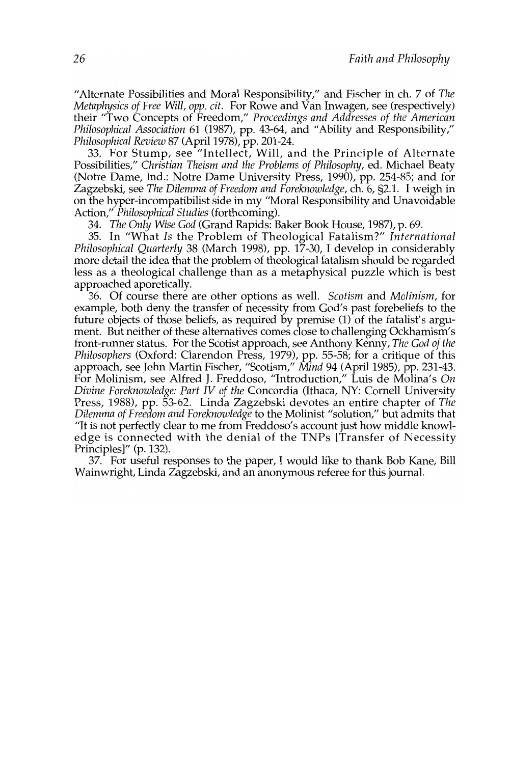"Alternate Possibilities and Moral Responsibility," and Fischer in ch. 7 of *The Metaphysics of Free Will, opp. cit.* For Rowe and Van Inwagen, see (respectively) their "Two Concepts of Freedom," *Proceedings and Addresses of the American Philosophical Association* 61 (1987), pp. 43-64, and "Ability and Responsibility," *Philosophical Review* 87 (April 1978), pp. 201-24.

33. For Stump, see "Intellect, Will, and the Principle of Alternate Possibilities," *Christian Theism and the Problems of Philosophy*, ed. Michael Beaty (Notre Dame, Ind.: Notre Dame University Press, 1990), pp. 254-85; and for Zagzebski, see *The Dilemma of Freedom and Foreknowledge*, ch. 6, §2.1. I weigh in on the hyper-incompatibilist side in my "Moral Responsibility and Unavoidable Action," *Philosophical Studies* (forthcoming).

34. *The Only Wise God* (Grand Rapids: Baker Book House, 1987), p. 69.

35. In "What *Is* the Problem of Theological Fatalism?" *International Philosophical Quarterly* 38 (March 1998), pp. 17-30, I develop in considerably more detail the idea that the problem of theological fatalism should be regarded less as a theological challenge than as a metaphysical puzzle which is best approached aporetically.

36. Of course there are other options as well. *Scotism* and *Molinism*, for example, both deny the transfer of necessity from God's past forebeliefs to the future objects of those beliefs, as required by premise (1) of the fatalist's argument. But neither of these alternatives comes close to challenging Ockhamism's front-runner status. For the Scotist approach, see Anthony Kenny, *The God of the Philosophers* (Oxford: Clarendon Press, 1979), pp. 55-58; for a critique of this approach, see John Martin Fischer, "Scotism," *Mind* 94 (April 1985), pp. 231-43. For Molinism, see Alfred J. Freddoso, "Introduction," Luis de Molina's *On Divine Foreknowledge: Part IV of the* Concordia (Ithaca, NY: Cornell University Press, 1988), pp. 53-62. Linda Zagzebski devotes an entire chapter of *The Dilemma of Freedom and Foreknowledge* to the Molinist "solution," but admits that "It is not perfectly clear to me from Freddoso's account just how middle knowledge is connected with the denial of the TNPs [Transfer of Necessity Principles]" (p. 132).

37. For useful responses to the paper, I would like to thank Bob Kane, Bill Wainwright, Linda Zagzebski, and an anonymous referee for this journal.